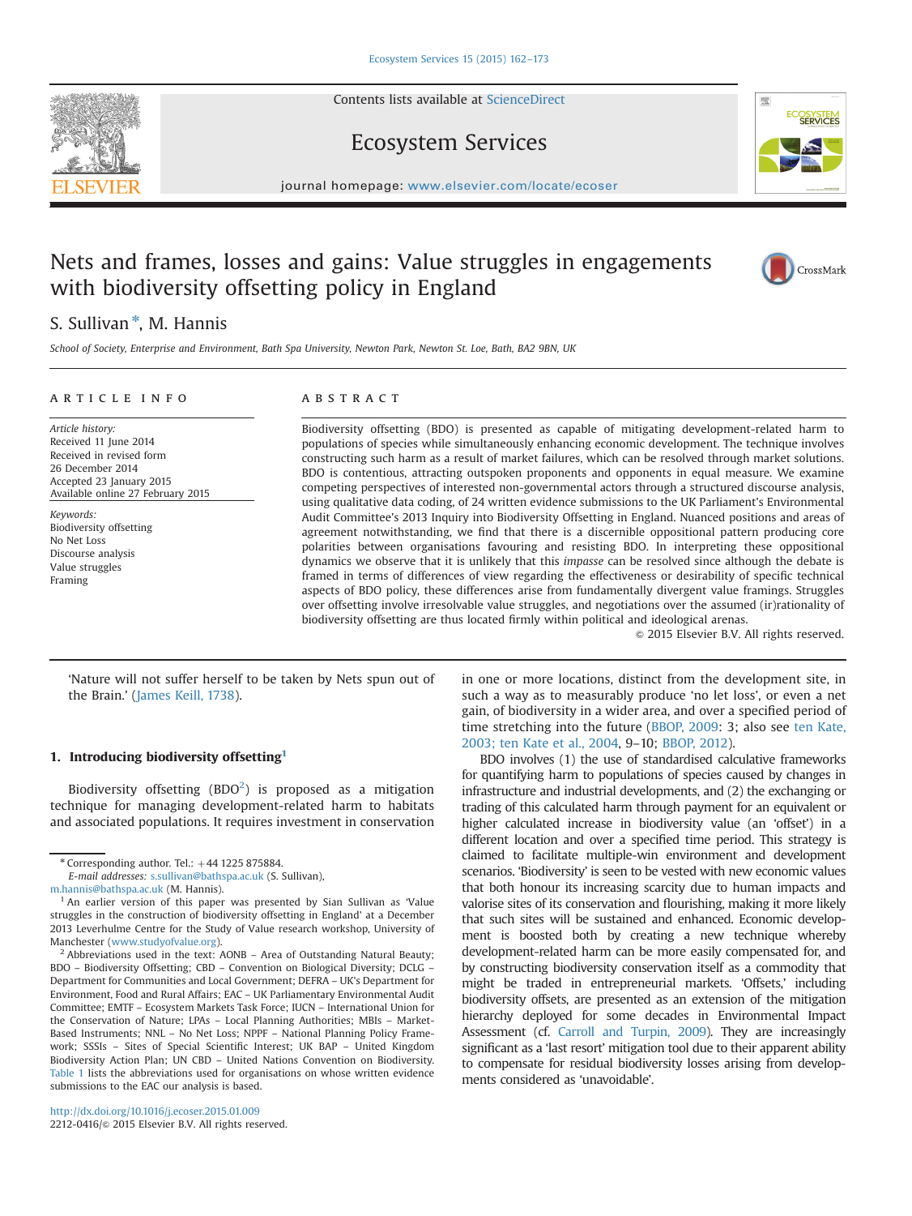Contents lists available at ScienceDirect

Ecosystem Services

journal homepage: www.elsevier.com/locate/ecoser

# Nets and frames, losses and gains: Value struggles in engagements with biodiversity offsetting policy in England

S. Sullivan *, M. Hannis

School of Society, Enterprise and Environment, Bath Spa University, Newton Park, Newton St. Loe, Bath, BA2 9BN, UK

## ARTICLE INFO

*Article history:*
Received 11 June 2014
Received in revised form
26 December 2014
Accepted 23 January 2015
Available online 27 February 2015

*Keywords:*
Biodiversity offsetting
No Net Loss
Discourse analysis
Value struggles
Framing

## ABSTRACT

Biodiversity offsetting (BDO) is presented as capable of mitigating development-related harm to populations of species while simultaneously enhancing economic development. The technique involves constructing such harm as a result of market failures, which can be resolved through market solutions. BDO is contentious, attracting outspoken proponents and opponents in equal measure. We examine competing perspectives of interested non-governmental actors through a structured discourse analysis, using qualitative data coding, of 24 written evidence submissions to the UK Parliament's Environmental Audit Committee's 2013 Inquiry into Biodiversity Offsetting in England. Nuanced positions and areas of agreement notwithstanding, we find that there is a discernible oppositional pattern producing core polarities between organisations favouring and resisting BDO. In interpreting these oppositional dynamics we observe that it is unlikely that this *impasse* can be resolved since although the debate is framed in terms of differences of view regarding the effectiveness or desirability of specific technical aspects of BDO policy, these differences arise from fundamentally divergent value framings. Struggles over offsetting involve irresolvable value struggles, and negotiations over the assumed (ir)rationality of biodiversity offsetting are thus located firmly within political and ideological arenas.

© 2015 Elsevier B.V. All rights reserved.

'Nature will not suffer herself to be taken by Nets spun out of the Brain.' (James Keill, 1738).

## 1. Introducing biodiversity offsetting[1]

Biodiversity offsetting (BDO[2]) is proposed as a mitigation technique for managing development-related harm to habitats and associated populations. It requires investment in conservation in one or more locations, distinct from the development site, in such a way as to measurably produce 'no let loss', or even a net gain, of biodiversity in a wider area, and over a specified period of time stretching into the future (BBOP, 2009: 3; also see ten Kate, 2003; ten Kate et al., 2004, 9–10; BBOP, 2012).

BDO involves (1) the use of standardised calculative frameworks for quantifying harm to populations of species caused by changes in infrastructure and industrial developments, and (2) the exchanging or trading of this calculated harm through payment for an equivalent or higher calculated increase in biodiversity value (an 'offset') in a different location and over a specified time period. This strategy is claimed to facilitate multiple-win environment and development scenarios. 'Biodiversity' is seen to be vested with new economic values that both honour its increasing scarcity due to human impacts and valorise sites of its conservation and flourishing, making it more likely that such sites will be sustained and enhanced. Economic development is boosted both by creating a new technique whereby development-related harm can be more easily compensated for, and by constructing biodiversity conservation itself as a commodity that might be traded in entrepreneurial markets. 'Offsets,' including biodiversity offsets, are presented as an extension of the mitigation hierarchy deployed for some decades in Environmental Impact Assessment (cf. Carroll and Turpin, 2009). They are increasingly significant as a 'last resort' mitigation tool due to their apparent ability to compensate for residual biodiversity losses arising from developments considered as 'unavoidable'.

---

\* Corresponding author. Tel.: +44 1225 875884.
*E-mail addresses:* s.sullivan@bathspa.ac.uk (S. Sullivan), m.hannis@bathspa.ac.uk (M. Hannis).

[1] An earlier version of this paper was presented by Sian Sullivan as 'Value struggles in the construction of biodiversity offsetting in England' at a December 2013 Leverhulme Centre for the Study of Value research workshop, University of Manchester (www.studyofvalue.org).

[2] Abbreviations used in the text: AONB – Area of Outstanding Natural Beauty; BDO – Biodiversity Offsetting; CBD – Convention on Biological Diversity; DCLG – Department for Communities and Local Government; DEFRA – UK's Department for Environment, Food and Rural Affairs; EAC – UK Parliamentary Environmental Audit Committee; EMTF – Ecosystem Markets Task Force; IUCN – International Union for the Conservation of Nature; LPAs – Local Planning Authorities; MBIs – Market-Based Instruments; NNL – No Net Loss; NPPF – National Planning Policy Framework; SSSIs – Sites of Special Scientific Interest; UK BAP – United Kingdom Biodiversity Action Plan; UN CBD – United Nations Convention on Biodiversity. Table 1 lists the abbreviations used for organisations on whose written evidence submissions to the EAC our analysis is based.

http://dx.doi.org/10.1016/j.ecoser.2015.01.009
2212-0416/© 2015 Elsevier B.V. All rights reserved.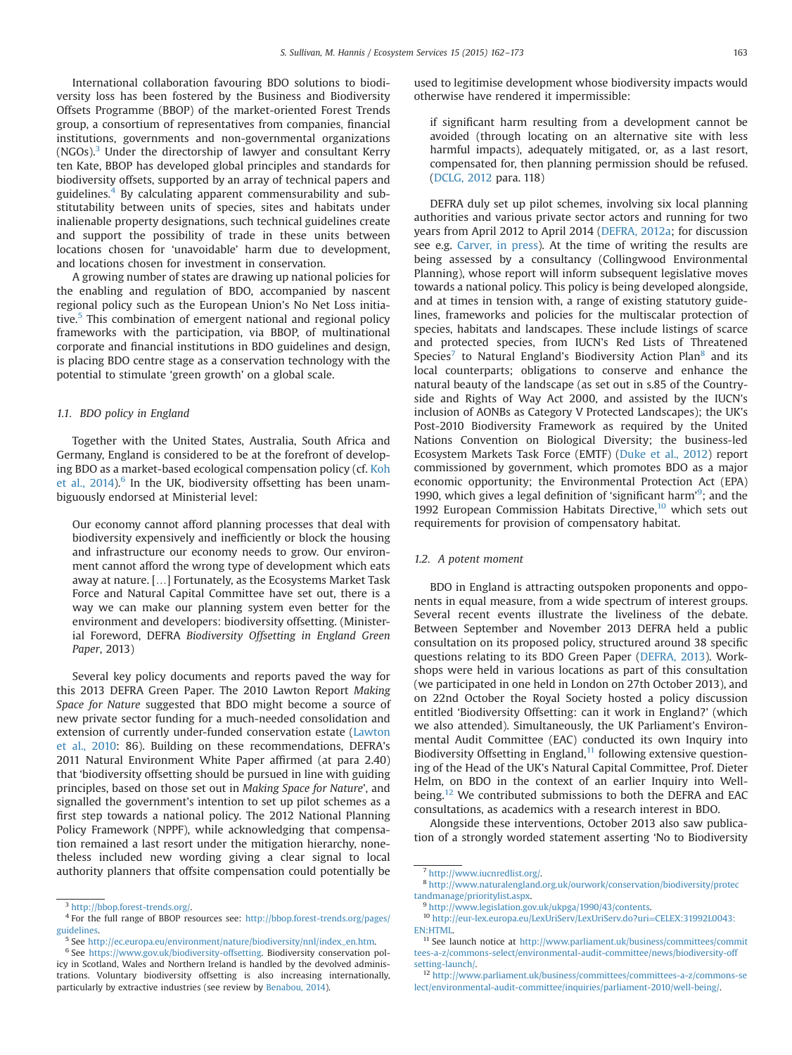International collaboration favouring BDO solutions to biodiversity loss has been fostered by the Business and Biodiversity Offsets Programme (BBOP) of the market-oriented Forest Trends group, a consortium of representatives from companies, financial institutions, governments and non-governmental organizations (NGOs).[3] Under the directorship of lawyer and consultant Kerry ten Kate, BBOP has developed global principles and standards for biodiversity offsets, supported by an array of technical papers and guidelines.[4] By calculating apparent commensurability and substitutability between units of species, sites and habitats under inalienable property designations, such technical guidelines create and support the possibility of trade in these units between locations chosen for 'unavoidable' harm due to development, and locations chosen for investment in conservation.

A growing number of states are drawing up national policies for the enabling and regulation of BDO, accompanied by nascent regional policy such as the European Union's No Net Loss initiative.[5] This combination of emergent national and regional policy frameworks with the participation, via BBOP, of multinational corporate and financial institutions in BDO guidelines and design, is placing BDO centre stage as a conservation technology with the potential to stimulate 'green growth' on a global scale.

### 1.1. BDO policy in England

Together with the United States, Australia, South Africa and Germany, England is considered to be at the forefront of developing BDO as a market-based ecological compensation policy (cf. Koh et al., 2014).[6] In the UK, biodiversity offsetting has been unambiguously endorsed at Ministerial level:

> Our economy cannot afford planning processes that deal with biodiversity expensively and inefficiently or block the housing and infrastructure our economy needs to grow. Our environment cannot afford the wrong type of development which eats away at nature. […] Fortunately, as the Ecosystems Market Task Force and Natural Capital Committee have set out, there is a way we can make our planning system even better for the environment and developers: biodiversity offsetting. (Ministerial Foreword, DEFRA *Biodiversity Offsetting in England Green Paper*, 2013)

Several key policy documents and reports paved the way for this 2013 DEFRA Green Paper. The 2010 Lawton Report *Making Space for Nature* suggested that BDO might become a source of new private sector funding for a much-needed consolidation and extension of currently under-funded conservation estate (Lawton et al., 2010: 86). Building on these recommendations, DEFRA's 2011 Natural Environment White Paper affirmed (at para 2.40) that 'biodiversity offsetting should be pursued in line with guiding principles, based on those set out in *Making Space for Nature*', and signalled the government's intention to set up pilot schemes as a first step towards a national policy. The 2012 National Planning Policy Framework (NPPF), while acknowledging that compensation remained a last resort under the mitigation hierarchy, nonetheless included new wording giving a clear signal to local authority planners that offsite compensation could potentially be used to legitimise development whose biodiversity impacts would otherwise have rendered it impermissible:

> if significant harm resulting from a development cannot be avoided (through locating on an alternative site with less harmful impacts), adequately mitigated, or, as a last resort, compensated for, then planning permission should be refused. (DCLG, 2012 para. 118)

DEFRA duly set up pilot schemes, involving six local planning authorities and various private sector actors and running for two years from April 2012 to April 2014 (DEFRA, 2012a; for discussion see e.g. Carver, in press). At the time of writing the results are being assessed by a consultancy (Collingwood Environmental Planning), whose report will inform subsequent legislative moves towards a national policy. This policy is being developed alongside, and at times in tension with, a range of existing statutory guidelines, frameworks and policies for the multiscalar protection of species, habitats and landscapes. These include listings of scarce and protected species, from IUCN's Red Lists of Threatened Species[7] to Natural England's Biodiversity Action Plan[8] and its local counterparts; obligations to conserve and enhance the natural beauty of the landscape (as set out in s.85 of the Countryside and Rights of Way Act 2000, and assisted by the IUCN's inclusion of AONBs as Category V Protected Landscapes); the UK's Post-2010 Biodiversity Framework as required by the United Nations Convention on Biological Diversity; the business-led Ecosystem Markets Task Force (EMTF) (Duke et al., 2012) report commissioned by government, which promotes BDO as a major economic opportunity; the Environmental Protection Act (EPA) 1990, which gives a legal definition of 'significant harm'[9]; and the 1992 European Commission Habitats Directive,[10] which sets out requirements for provision of compensatory habitat.

### 1.2. A potent moment

BDO in England is attracting outspoken proponents and opponents in equal measure, from a wide spectrum of interest groups. Several recent events illustrate the liveliness of the debate. Between September and November 2013 DEFRA held a public consultation on its proposed policy, structured around 38 specific questions relating to its BDO Green Paper (DEFRA, 2013). Workshops were held in various locations as part of this consultation (we participated in one held in London on 27th October 2013), and on 22nd October the Royal Society hosted a policy discussion entitled 'Biodiversity Offsetting: can it work in England?' (which we also attended). Simultaneously, the UK Parliament's Environmental Audit Committee (EAC) conducted its own Inquiry into Biodiversity Offsetting in England,[11] following extensive questioning of the Head of the UK's Natural Capital Committee, Prof. Dieter Helm, on BDO in the context of an earlier Inquiry into Well-being.[12] We contributed submissions to both the DEFRA and EAC consultations, as academics with a research interest in BDO.

Alongside these interventions, October 2013 also saw publication of a strongly worded statement asserting 'No to Biodiversity

---

[3] http://bbop.forest-trends.org/.

[4] For the full range of BBOP resources see: http://bbop.forest-trends.org/pages/guidelines.

[5] See http://ec.europa.eu/environment/nature/biodiversity/nnl/index_en.htm.

[6] See https://www.gov.uk/biodiversity-offsetting. Biodiversity conservation policy in Scotland, Wales and Northern Ireland is handled by the devolved administrations. Voluntary biodiversity offsetting is also increasing internationally, particularly by extractive industries (see review by Benabou, 2014).

[7] http://www.iucnredlist.org/.

[8] http://www.naturalengland.org.uk/ourwork/conservation/biodiversity/protectandmanage/prioritylist.aspx.

[9] http://www.legislation.gov.uk/ukpga/1990/43/contents.

[10] http://eur-lex.europa.eu/LexUriServ/LexUriServ.do?uri=CELEX:31992L0043:EN:HTML.

[11] See launch notice at http://www.parliament.uk/business/committees/committees-a-z/commons-select/environmental-audit-committee/news/biodiversity-offsetting-launch/.

[12] http://www.parliament.uk/business/committees/committees-a-z/commons-select/environmental-audit-committee/inquiries/parliament-2010/well-being/.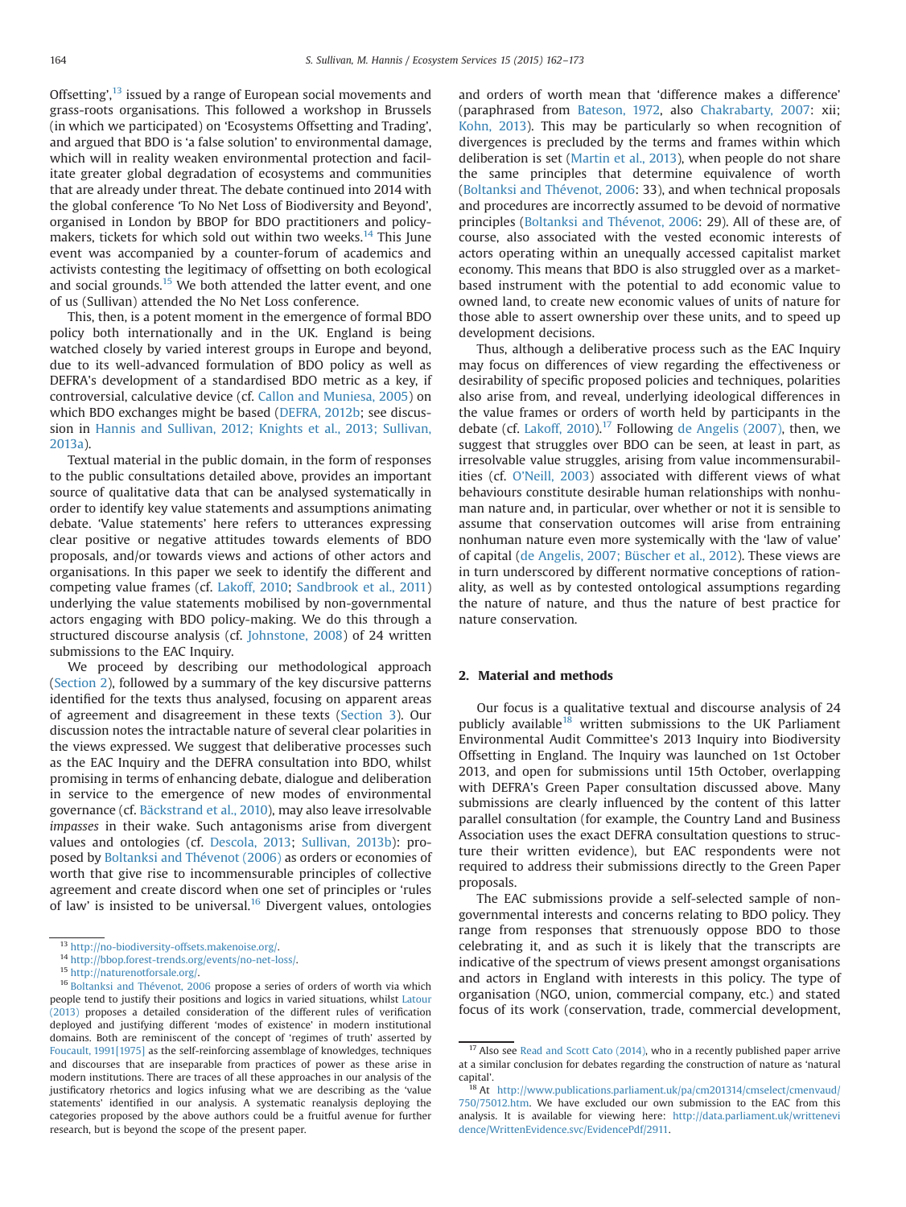Offsetting',[13] issued by a range of European social movements and grass-roots organisations. This followed a workshop in Brussels (in which we participated) on 'Ecosystems Offsetting and Trading', and argued that BDO is 'a false solution' to environmental damage, which will in reality weaken environmental protection and facilitate greater global degradation of ecosystems and communities that are already under threat. The debate continued into 2014 with the global conference 'To No Net Loss of Biodiversity and Beyond', organised in London by BBOP for BDO practitioners and policy-makers, tickets for which sold out within two weeks.[14] This June event was accompanied by a counter-forum of academics and activists contesting the legitimacy of offsetting on both ecological and social grounds.[15] We both attended the latter event, and one of us (Sullivan) attended the No Net Loss conference.

This, then, is a potent moment in the emergence of formal BDO policy both internationally and in the UK. England is being watched closely by varied interest groups in Europe and beyond, due to its well-advanced formulation of BDO policy as well as DEFRA's development of a standardised BDO metric as a key, if controversial, calculative device (cf. Callon and Muniesa, 2005) on which BDO exchanges might be based (DEFRA, 2012b; see discussion in Hannis and Sullivan, 2012; Knights et al., 2013; Sullivan, 2013a).

Textual material in the public domain, in the form of responses to the public consultations detailed above, provides an important source of qualitative data that can be analysed systematically in order to identify key value statements and assumptions animating debate. 'Value statements' here refers to utterances expressing clear positive or negative attitudes towards elements of BDO proposals, and/or towards views and actions of other actors and organisations. In this paper we seek to identify the different and competing value frames (cf. Lakoff, 2010; Sandbrook et al., 2011) underlying the value statements mobilised by non-governmental actors engaging with BDO policy-making. We do this through a structured discourse analysis (cf. Johnstone, 2008) of 24 written submissions to the EAC Inquiry.

We proceed by describing our methodological approach (Section 2), followed by a summary of the key discursive patterns identified for the texts thus analysed, focusing on apparent areas of agreement and disagreement in these texts (Section 3). Our discussion notes the intractable nature of several clear polarities in the views expressed. We suggest that deliberative processes such as the EAC Inquiry and the DEFRA consultation into BDO, whilst promising in terms of enhancing debate, dialogue and deliberation in service to the emergence of new modes of environmental governance (cf. Bäckstrand et al., 2010), may also leave irresolvable *impasses* in their wake. Such antagonisms arise from divergent values and ontologies (cf. Descola, 2013; Sullivan, 2013b): proposed by Boltanksi and Thévenot (2006) as orders or economies of worth that give rise to incommensurable principles of collective agreement and create discord when one set of principles or 'rules of law' is insisted to be universal.[16] Divergent values, ontologies and orders of worth mean that 'difference makes a difference' (paraphrased from Bateson, 1972, also Chakrabarty, 2007: xii; Kohn, 2013). This may be particularly so when recognition of divergences is precluded by the terms and frames within which deliberation is set (Martin et al., 2013), when people do not share the same principles that determine equivalence of worth (Boltanksi and Thévenot, 2006: 33), and when technical proposals and procedures are incorrectly assumed to be devoid of normative principles (Boltanksi and Thévenot, 2006: 29). All of these are, of course, also associated with the vested economic interests of actors operating within an unequally accessed capitalist market economy. This means that BDO is also struggled over as a market-based instrument with the potential to add economic value to owned land, to create new economic values of units of nature for those able to assert ownership over these units, and to speed up development decisions.

Thus, although a deliberative process such as the EAC Inquiry may focus on differences of view regarding the effectiveness or desirability of specific proposed policies and techniques, polarities also arise from, and reveal, underlying ideological differences in the value frames or orders of worth held by participants in the debate (cf. Lakoff, 2010).[17] Following de Angelis (2007), then, we suggest that struggles over BDO can be seen, at least in part, as irresolvable value struggles, arising from value incommensurabilities (cf. O'Neill, 2003) associated with different views of what behaviours constitute desirable human relationships with nonhuman nature and, in particular, over whether or not it is sensible to assume that conservation outcomes will arise from entraining nonhuman nature even more systemically with the 'law of value' of capital (de Angelis, 2007; Büscher et al., 2012). These views are in turn underscored by different normative conceptions of rationality, as well as by contested ontological assumptions regarding the nature of nature, and thus the nature of best practice for nature conservation.

## 2. Material and methods

Our focus is a qualitative textual and discourse analysis of 24 publicly available[18] written submissions to the UK Parliament Environmental Audit Committee's 2013 Inquiry into Biodiversity Offsetting in England. The Inquiry was launched on 1st October 2013, and open for submissions until 15th October, overlapping with DEFRA's Green Paper consultation discussed above. Many submissions are clearly influenced by the content of this latter parallel consultation (for example, the Country Land and Business Association uses the exact DEFRA consultation questions to structure their written evidence), but EAC respondents were not required to address their submissions directly to the Green Paper proposals.

The EAC submissions provide a self-selected sample of non-governmental interests and concerns relating to BDO policy. They range from responses that strenuously oppose BDO to those celebrating it, and as such it is likely that the transcripts are indicative of the spectrum of views present amongst organisations and actors in England with interests in this policy. The type of organisation (NGO, union, commercial company, etc.) and stated focus of its work (conservation, trade, commercial development,

---

[13] http://no-biodiversity-offsets.makenoise.org/.

[14] http://bbop.forest-trends.org/events/no-net-loss/.

[15] http://naturenotforsale.org/.

[16] Boltanksi and Thévenot, 2006 propose a series of orders of worth via which people tend to justify their positions and logics in varied situations, whilst Latour (2013) proposes a detailed consideration of the different rules of verification deployed and justifying different 'modes of existence' in modern institutional domains. Both are reminiscent of the concept of 'regimes of truth' asserted by Foucault, 1991[1975] as the self-reinforcing assemblage of knowledges, techniques and discourses that are inseparable from practices of power as these arise in modern institutions. There are traces of all these approaches in our analysis of the justificatory rhetorics and logics infusing what we are describing as the 'value statements' identified in our analysis. A systematic reanalysis deploying the categories proposed by the above authors could be a fruitful avenue for further research, but is beyond the scope of the present paper.

[17] Also see Read and Scott Cato (2014), who in a recently published paper arrive at a similar conclusion for debates regarding the construction of nature as 'natural capital'.

[18] At http://www.publications.parliament.uk/pa/cm201314/cmselect/cmenvaud/750/75012.htm. We have excluded our own submission to the EAC from this analysis. It is available for viewing here: http://data.parliament.uk/writtenevidence/WrittenEvidence.svc/EvidencePdf/2911.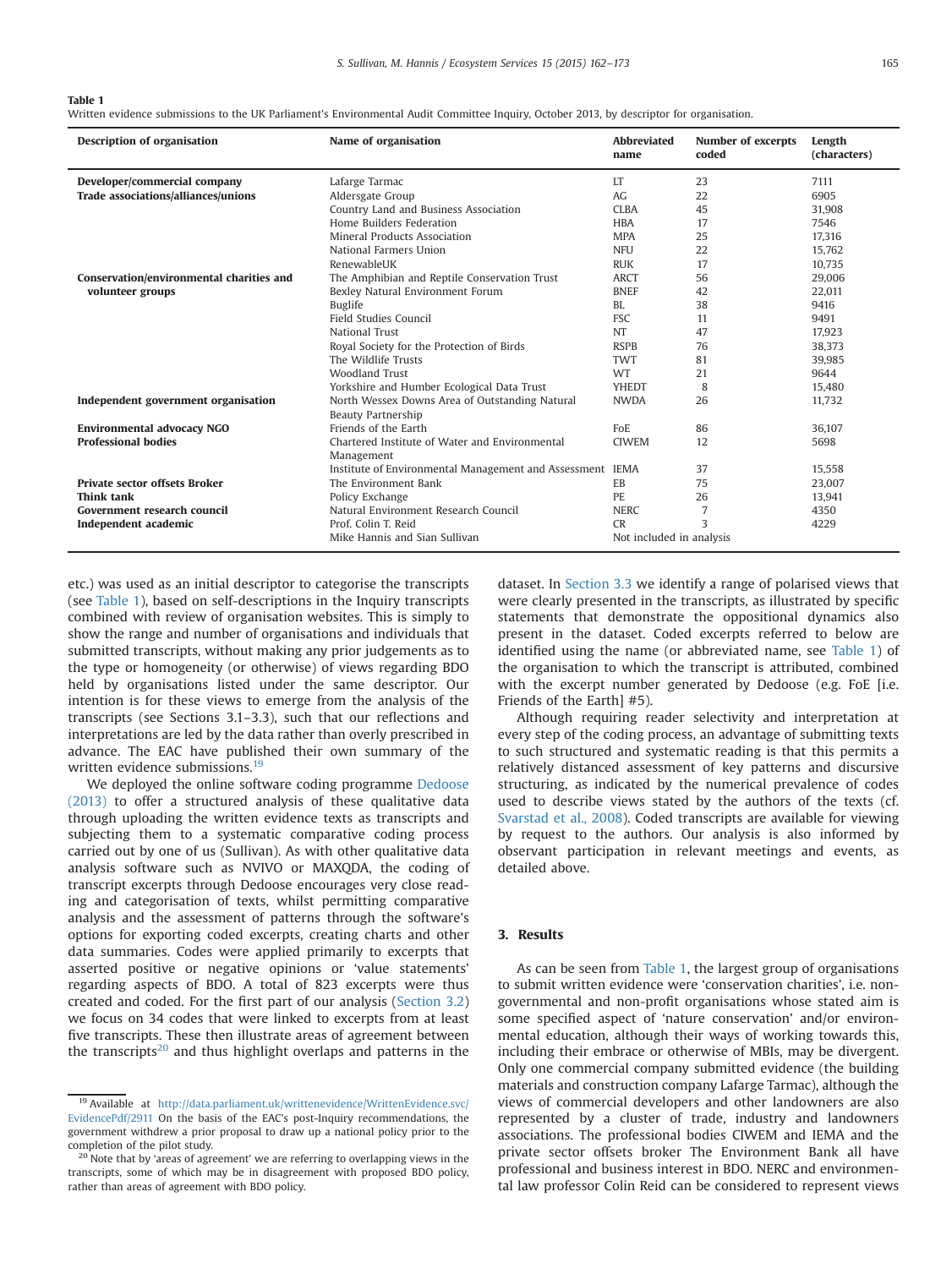**Table 1**
Written evidence submissions to the UK Parliament's Environmental Audit Committee Inquiry, October 2013, by descriptor for organisation.

| Description of organisation | Name of organisation | Abbreviated name | Number of excerpts coded | Length (characters) |
|---|---|---|---|---|
| **Developer/commercial company** | Lafarge Tarmac | LT | 23 | 7111 |
| **Trade associations/alliances/unions** | Aldersgate Group | AG | 22 | 6905 |
| | Country Land and Business Association | CLBA | 45 | 31,908 |
| | Home Builders Federation | HBA | 17 | 7546 |
| | Mineral Products Association | MPA | 25 | 17,316 |
| | National Farmers Union | NFU | 22 | 15,762 |
| | RenewableUK | RUK | 17 | 10,735 |
| **Conservation/environmental charities and volunteer groups** | The Amphibian and Reptile Conservation Trust | ARCT | 56 | 29,006 |
| | Bexley Natural Environment Forum | BNEF | 42 | 22,011 |
| | Buglife | BL | 38 | 9416 |
| | Field Studies Council | FSC | 11 | 9491 |
| | National Trust | NT | 47 | 17,923 |
| | Royal Society for the Protection of Birds | RSPB | 76 | 38,373 |
| | The Wildlife Trusts | TWT | 81 | 39,985 |
| | Woodland Trust | WT | 21 | 9644 |
| | Yorkshire and Humber Ecological Data Trust | YHEDT | 8 | 15,480 |
| **Independent government organisation** | North Wessex Downs Area of Outstanding Natural Beauty Partnership | NWDA | 26 | 11,732 |
| **Environmental advocacy NGO** | Friends of the Earth | FoE | 86 | 36,107 |
| **Professional bodies** | Chartered Institute of Water and Environmental Management | CIWEM | 12 | 5698 |
| | Institute of Environmental Management and Assessment | IEMA | 37 | 15,558 |
| **Private sector offsets Broker** | The Environment Bank | EB | 75 | 23,007 |
| **Think tank** | Policy Exchange | PE | 26 | 13,941 |
| **Government research council** | Natural Environment Research Council | NERC | 7 | 4350 |
| **Independent academic** | Prof. Colin T. Reid | CR | 3 | 4229 |
| | Mike Hannis and Sian Sullivan | Not included in analysis | | |

etc.) was used as an initial descriptor to categorise the transcripts (see Table 1), based on self-descriptions in the Inquiry transcripts combined with review of organisation websites. This is simply to show the range and number of organisations and individuals that submitted transcripts, without making any prior judgements as to the type or homogeneity (or otherwise) of views regarding BDO held by organisations listed under the same descriptor. Our intention is for these views to emerge from the analysis of the transcripts (see Sections 3.1–3.3), such that our reflections and interpretations are led by the data rather than overly prescribed in advance. The EAC have published their own summary of the written evidence submissions.[19]

We deployed the online software coding programme Dedoose (2013) to offer a structured analysis of these qualitative data through uploading the written evidence texts as transcripts and subjecting them to a systematic comparative coding process carried out by one of us (Sullivan). As with other qualitative data analysis software such as NVIVO or MAXQDA, the coding of transcript excerpts through Dedoose encourages very close reading and categorisation of texts, whilst permitting comparative analysis and the assessment of patterns through the software's options for exporting coded excerpts, creating charts and other data summaries. Codes were applied primarily to excerpts that asserted positive or negative opinions or 'value statements' regarding aspects of BDO. A total of 823 excerpts were thus created and coded. For the first part of our analysis (Section 3.2) we focus on 34 codes that were linked to excerpts from at least five transcripts. These then illustrate areas of agreement between the transcripts[20] and thus highlight overlaps and patterns in the dataset. In Section 3.3 we identify a range of polarised views that were clearly presented in the transcripts, as illustrated by specific statements that demonstrate the oppositional dynamics also present in the dataset. Coded excerpts referred to below are identified using the name (or abbreviated name, see Table 1) of the organisation to which the transcript is attributed, combined with the excerpt number generated by Dedoose (e.g. FoE [i.e. Friends of the Earth] #5).

Although requiring reader selectivity and interpretation at every step of the coding process, an advantage of submitting texts to such structured and systematic reading is that this permits a relatively distanced assessment of key patterns and discursive structuring, as indicated by the numerical prevalence of codes used to describe views stated by the authors of the texts (cf. Svarstad et al., 2008). Coded transcripts are available for viewing by request to the authors. Our analysis is also informed by observant participation in relevant meetings and events, as detailed above.

## 3. Results

As can be seen from Table 1, the largest group of organisations to submit written evidence were 'conservation charities', i.e. non-governmental and non-profit organisations whose stated aim is some specified aspect of 'nature conservation' and/or environmental education, although their ways of working towards this, including their embrace or otherwise of MBIs, may be divergent. Only one commercial company submitted evidence (the building materials and construction company Lafarge Tarmac), although the views of commercial developers and other landowners are also represented by a cluster of trade, industry and landowners associations. The professional bodies CIWEM and IEMA and the private sector offsets broker The Environment Bank all have professional and business interest in BDO. NERC and environmental law professor Colin Reid can be considered to represent views

[19] Available at http://data.parliament.uk/writtenevidence.svc/EvidencePdf/2911 On the basis of the EAC's post-Inquiry recommendations, the government withdrew a prior proposal to draw up a national policy prior to the completion of the pilot study.

[20] Note that by 'areas of agreement' we are referring to overlapping views in the transcripts, some of which may be in disagreement with proposed BDO policy, rather than areas of agreement with BDO policy.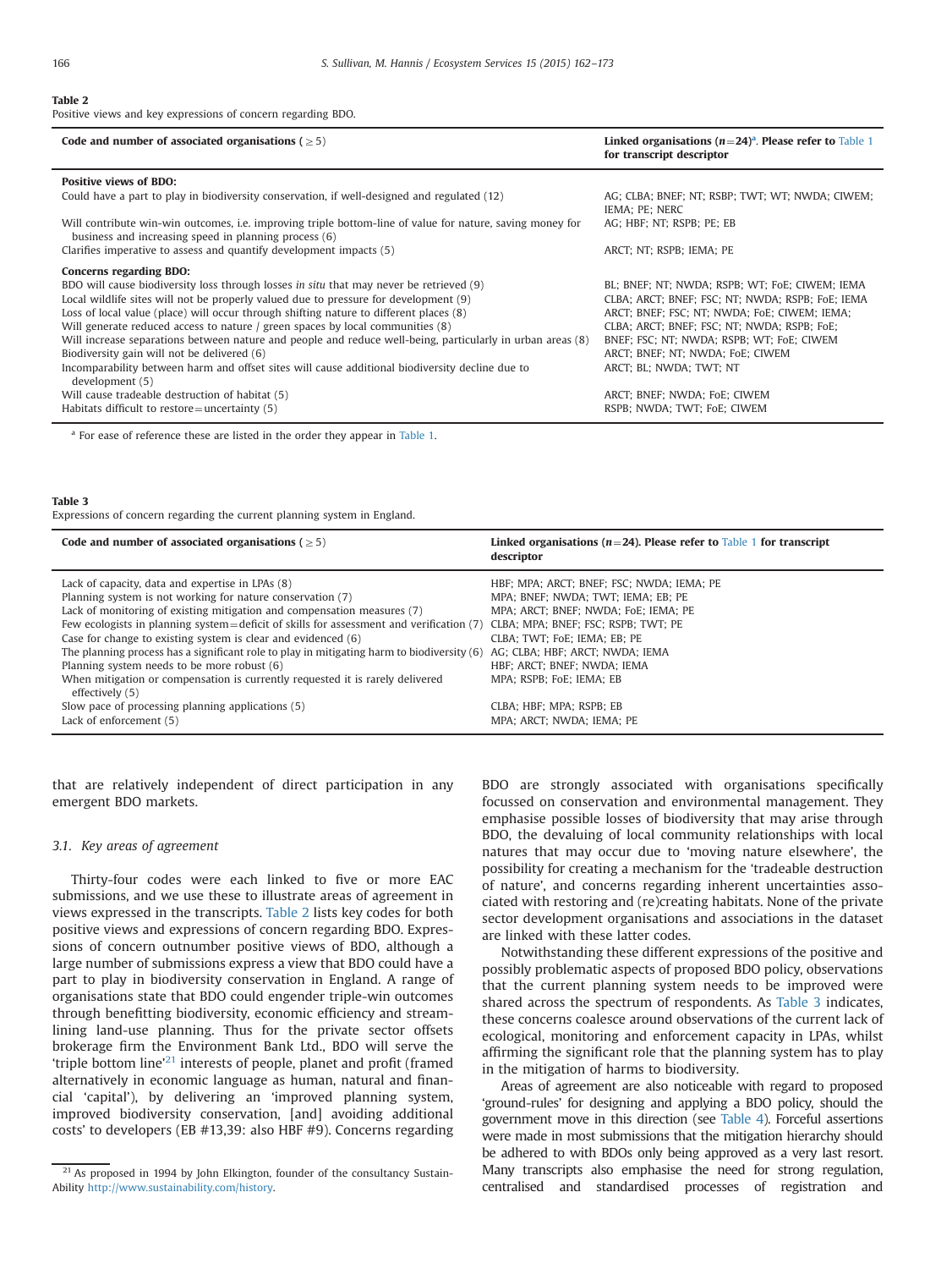**Table 2**
Positive views and key expressions of concern regarding BDO.

| Code and number of associated organisations (≥5) | Linked organisations ($n$=24)[a]. Please refer to Table 1 for transcript descriptor |
|---|---|
| **Positive views of BDO:** | |
| Could have a part to play in biodiversity conservation, if well-designed and regulated (12) | AG; CLBA; BNEF; NT; RSBP; TWT; WT; NWDA; CIWEM; IEMA; PE; NERC |
| Will contribute win-win outcomes, i.e. improving triple bottom-line of value for nature, saving money for business and increasing speed in planning process (6) | AG; HBF; NT; RSPB; PE; EB |
| Clarifies imperative to assess and quantify development impacts (5) | ARCT; NT; RSPB; IEMA; PE |
| **Concerns regarding BDO:** | |
| BDO will cause biodiversity loss through losses *in situ* that may never be retrieved (9) | BL; BNEF; NT; NWDA; RSPB; WT; FoE; CIWEM; IEMA |
| Local wildlife sites will not be properly valued due to pressure for development (9) | CLBA; ARCT; BNEF; FSC; NT; NWDA; RSPB; FoE; IEMA |
| Loss of local value (place) will occur through shifting nature to different places (8) | ARCT; BNEF; FSC; NT; NWDA; FoE; CIWEM; IEMA; |
| Will generate reduced access to nature / green spaces by local communities (8) | CLBA; ARCT; BNEF; FSC; NT; NWDA; RSPB; FoE; |
| Will increase separations between nature and people and reduce well-being, particularly in urban areas (8) | BNEF; FSC; NT; NWDA; RSPB; WT; FoE; CIWEM |
| Biodiversity gain will not be delivered (6) | ARCT; BNEF; NT; NWDA; FoE; CIWEM |
| Incomparability between harm and offset sites will cause additional biodiversity decline due to development (5) | ARCT; BL; NWDA; TWT; NT |
| Will cause tradeable destruction of habitat (5) | ARCT; BNEF; NWDA; FoE; CIWEM |
| Habitats difficult to restore=uncertainty (5) | RSPB; NWDA; TWT; FoE; CIWEM |

[a] For ease of reference these are listed in the order they appear in Table 1.

**Table 3**
Expressions of concern regarding the current planning system in England.

| Code and number of associated organisations (≥5) | Linked organisations ($n$=24). Please refer to Table 1 for transcript descriptor |
|---|---|
| Lack of capacity, data and expertise in LPAs (8) | HBF; MPA; ARCT; BNEF; FSC; NWDA; IEMA; PE |
| Planning system is not working for nature conservation (7) | MPA; BNEF; NWDA; TWT; IEMA; EB; PE |
| Lack of monitoring of existing mitigation and compensation measures (7) | MPA; ARCT; BNEF; NWDA; FoE; IEMA; PE |
| Few ecologists in planning system=deficit of skills for assessment and verification (7) | CLBA; MPA; BNEF; FSC; RSPB; TWT; PE |
| Case for change to existing system is clear and evidenced (6) | CLBA; TWT; FoE; IEMA; EB; PE |
| The planning process has a significant role to play in mitigating harm to biodiversity (6) | AG; CLBA; HBF; ARCT; NWDA; IEMA |
| Planning system needs to be more robust (6) | HBF; ARCT; BNEF; NWDA; IEMA |
| When mitigation or compensation is currently requested it is rarely delivered effectively (5) | MPA; RSPB; FoE; IEMA; EB |
| Slow pace of processing planning applications (5) | CLBA; HBF; MPA; RSPB; EB |
| Lack of enforcement (5) | MPA; ARCT; NWDA; IEMA; PE |

that are relatively independent of direct participation in any emergent BDO markets.

### 3.1. Key areas of agreement

Thirty-four codes were each linked to five or more EAC submissions, and we use these to illustrate areas of agreement in views expressed in the transcripts. Table 2 lists key codes for both positive views and expressions of concern regarding BDO. Expressions of concern outnumber positive views of BDO, although a large number of submissions express a view that BDO could have a part to play in biodiversity conservation in England. A range of organisations state that BDO could engender triple-win outcomes through benefitting biodiversity, economic efficiency and streamlining land-use planning. Thus for the private sector offsets brokerage firm the Environment Bank Ltd., BDO will serve the 'triple bottom line'[21] interests of people, planet and profit (framed alternatively in economic language as human, natural and financial 'capital'), by delivering an 'improved planning system, improved biodiversity conservation, [and] avoiding additional costs' to developers (EB #13,39: also HBF #9). Concerns regarding BDO are strongly associated with organisations specifically focussed on conservation and environmental management. They emphasise possible losses of biodiversity that may arise through BDO, the devaluing of local community relationships with local natures that may occur due to 'moving nature elsewhere', the possibility for creating a mechanism for the 'tradeable destruction of nature', and concerns regarding inherent uncertainties associated with restoring and (re)creating habitats. None of the private sector development organisations and associations in the dataset are linked with these latter codes.

Notwithstanding these different expressions of the positive and possibly problematic aspects of proposed BDO policy, observations that the current planning system needs to be improved were shared across the spectrum of respondents. As Table 3 indicates, these concerns coalesce around observations of the current lack of ecological, monitoring and enforcement capacity in LPAs, whilst affirming the significant role that the planning system has to play in the mitigation of harms to biodiversity.

Areas of agreement are also noticeable with regard to proposed 'ground-rules' for designing and applying a BDO policy, should the government move in this direction (see Table 4). Forceful assertions were made in most submissions that the mitigation hierarchy should be adhered to with BDOs only being approved as a very last resort. Many transcripts also emphasise the need for strong regulation, centralised and standardised processes of registration and

[21] As proposed in 1994 by John Elkington, founder of the consultancy SustainAbility http://www.sustainability.com/history.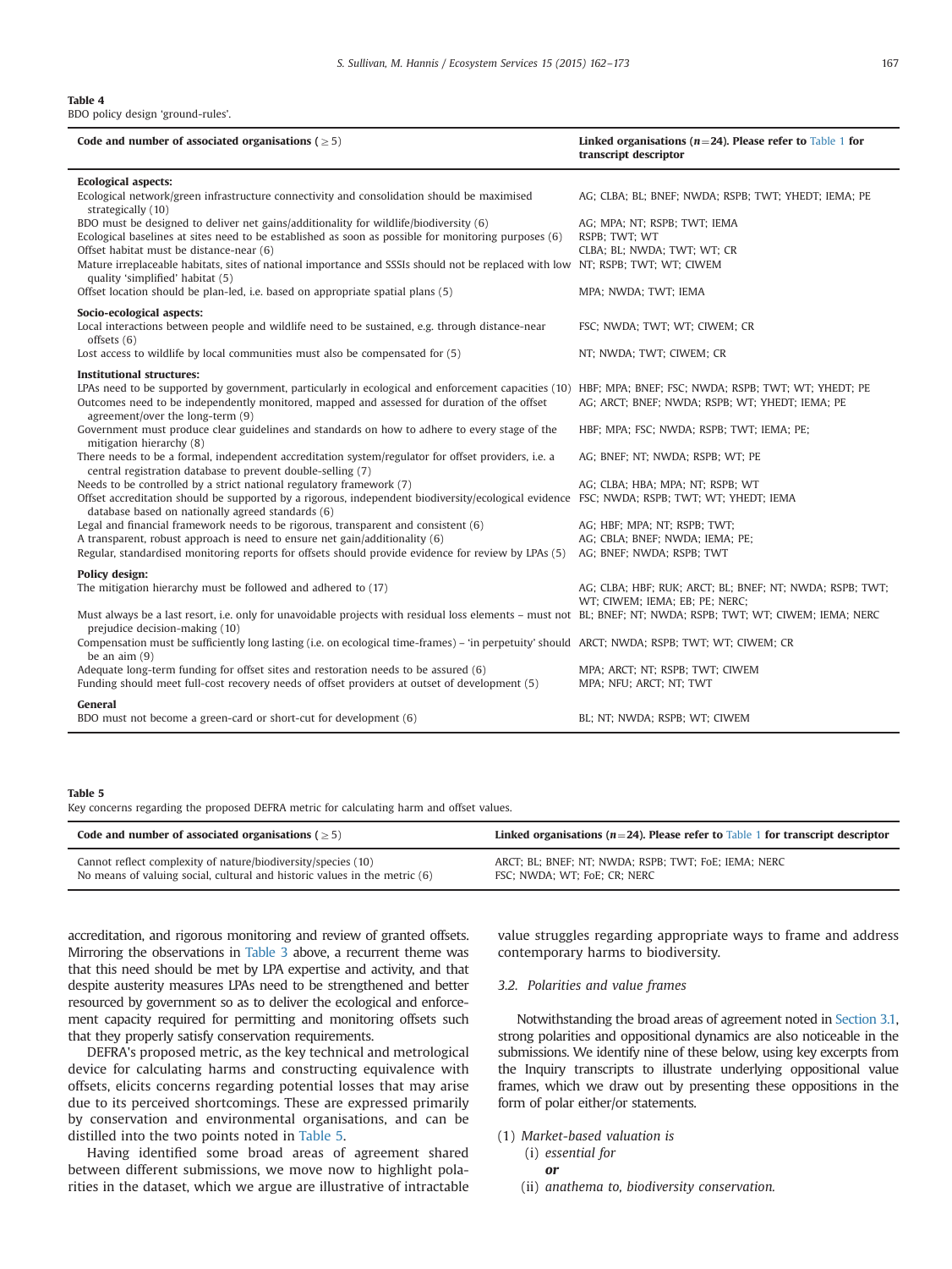**Table 4**
BDO policy design 'ground-rules'.

| Code and number of associated organisations (≥5) | Linked organisations ($n$=24). Please refer to Table 1 for transcript descriptor |
|---|---|
| **Ecological aspects:** | |
| Ecological network/green infrastructure connectivity and consolidation should be maximised strategically (10) | AG; CLBA; BL; BNEF; NWDA; RSPB; TWT; YHEDT; IEMA; PE |
| BDO must be designed to deliver net gains/additionality for wildlife/biodiversity (6) | AG; MPA; NT; RSPB; TWT; IEMA |
| Ecological baselines at sites need to be established as soon as possible for monitoring purposes (6) | RSPB; TWT; WT |
| Offset habitat must be distance-near (6) | CLBA; BL; NWDA; TWT; WT; CR |
| Mature irreplaceable habitats, sites of national importance and SSSIs should not be replaced with low quality 'simplified' habitat (5) | NT; RSPB; TWT; WT; CIWEM |
| Offset location should be plan-led, i.e. based on appropriate spatial plans (5) | MPA; NWDA; TWT; IEMA |
| **Socio-ecological aspects:** | |
| Local interactions between people and wildlife need to be sustained, e.g. through distance-near offsets (6) | FSC; NWDA; TWT; WT; CIWEM; CR |
| Lost access to wildlife by local communities must also be compensated for (5) | NT; NWDA; TWT; CIWEM; CR |
| **Institutional structures:** | |
| LPAs need to be supported by government, particularly in ecological and enforcement capacities (10) | HBF; MPA; BNEF; FSC; NWDA; RSPB; TWT; WT; YHEDT; PE |
| Outcomes need to be independently monitored, mapped and assessed for duration of the offset agreement/over the long-term (9) | AG; ARCT; BNEF; NWDA; RSPB; WT; YHEDT; IEMA; PE |
| Government must produce clear guidelines and standards on how to adhere to every stage of the mitigation hierarchy (8) | HBF; MPA; FSC; NWDA; RSPB; TWT; IEMA; PE; |
| There needs to be a formal, independent accreditation system/regulator for offset providers, i.e. a central registration database to prevent double-selling (7) | AG; BNEF; NT; NWDA; RSPB; WT; PE |
| Needs to be controlled by a strict national regulatory framework (7) | AG; CLBA; HBA; MPA; NT; RSPB; WT |
| Offset accreditation should be supported by a rigorous, independent biodiversity/ecological evidence database based on nationally agreed standards (6) | FSC; NWDA; RSPB; TWT; WT; YHEDT; IEMA |
| Legal and financial framework needs to be rigorous, transparent and consistent (6) | AG; HBF; MPA; NT; RSPB; TWT; |
| A transparent, robust approach is need to ensure net gain/additionality (6) | AG; CBLA; BNEF; NWDA; IEMA; PE; |
| Regular, standardised monitoring reports for offsets should provide evidence for review by LPAs (5) | AG; BNEF; NWDA; RSPB; TWT |
| **Policy design:** | |
| The mitigation hierarchy must be followed and adhered to (17) | AG; CLBA; HBF; RUK; ARCT; BL; BNEF; NT; NWDA; RSPB; TWT; WT; CIWEM; IEMA; EB; PE; NERC; |
| Must always be a last resort, i.e. only for unavoidable projects with residual loss elements – must not prejudice decision-making (10) | BL; BNEF; NT; NWDA; RSPB; TWT; WT; CIWEM; IEMA; NERC |
| Compensation must be sufficiently long lasting (i.e. on ecological time-frames) – 'in perpetuity' should be an aim (9) | ARCT; NWDA; RSPB; TWT; WT; CIWEM; CR |
| Adequate long-term funding for offset sites and restoration needs to be assured (6) | MPA; ARCT; NT; RSPB; TWT; CIWEM |
| Funding should meet full-cost recovery needs of offset providers at outset of development (5) | MPA; NFU; ARCT; NT; TWT |
| **General** | |
| BDO must not become a green-card or short-cut for development (6) | BL; NT; NWDA; RSPB; WT; CIWEM |

**Table 5**
Key concerns regarding the proposed DEFRA metric for calculating harm and offset values.

| Code and number of associated organisations (≥5) | Linked organisations ($n$=24). Please refer to Table 1 for transcript descriptor |
|---|---|
| Cannot reflect complexity of nature/biodiversity/species (10) | ARCT; BL; BNEF; NT; NWDA; RSPB; TWT; FoE; IEMA; NERC |
| No means of valuing social, cultural and historic values in the metric (6) | FSC; NWDA; WT; FoE; CR; NERC |

accreditation, and rigorous monitoring and review of granted offsets. Mirroring the observations in Table 3 above, a recurrent theme was that this need should be met by LPA expertise and activity, and that despite austerity measures LPAs need to be strengthened and better resourced by government so as to deliver the ecological and enforcement capacity required for permitting and monitoring offsets such that they properly satisfy conservation requirements.

DEFRA's proposed metric, as the key technical and metrological device for calculating harms and constructing equivalence with offsets, elicits concerns regarding potential losses that may arise due to its perceived shortcomings. These are expressed primarily by conservation and environmental organisations, and can be distilled into the two points noted in Table 5.

Having identified some broad areas of agreement shared between different submissions, we move now to highlight polarities in the dataset, which we argue are illustrative of intractable value struggles regarding appropriate ways to frame and address contemporary harms to biodiversity.

### 3.2. Polarities and value frames

Notwithstanding the broad areas of agreement noted in Section 3.1, strong polarities and oppositional dynamics are also noticeable in the submissions. We identify nine of these below, using key excerpts from the Inquiry transcripts to illustrate underlying oppositional value frames, which we draw out by presenting these oppositions in the form of polar either/or statements.

(1) *Market-based valuation is*
 (i) *essential for*
 ***or***
 (ii) *anathema to, biodiversity conservation.*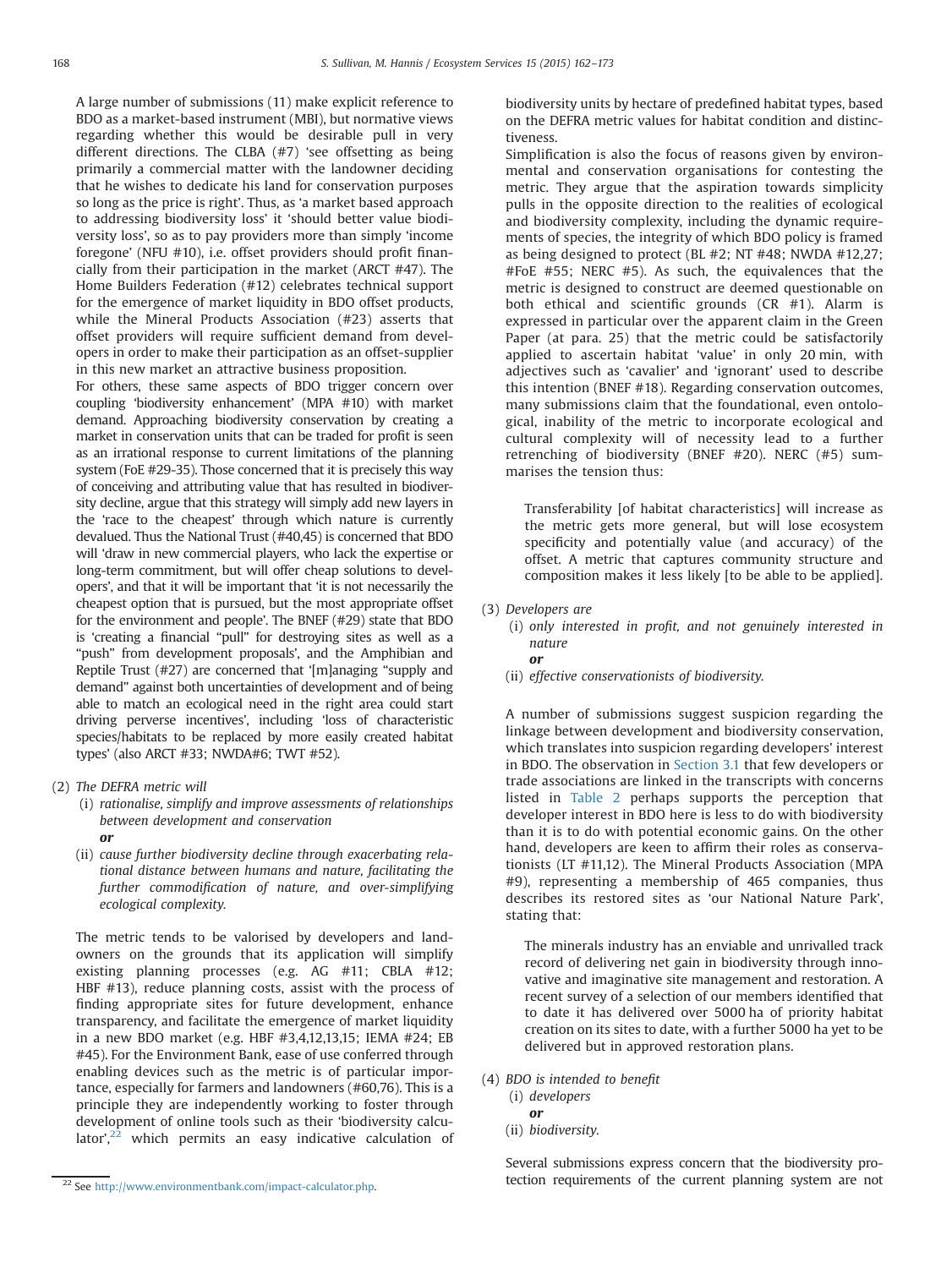A large number of submissions (11) make explicit reference to BDO as a market-based instrument (MBI), but normative views regarding whether this would be desirable pull in very different directions. The CLBA (#7) 'see offsetting as being primarily a commercial matter with the landowner deciding that he wishes to dedicate his land for conservation purposes so long as the price is right'. Thus, as 'a market based approach to addressing biodiversity loss' it 'should better value biodiversity loss', so as to pay providers more than simply 'income foregone' (NFU #10), i.e. offset providers should profit financially from their participation in the market (ARCT #47). The Home Builders Federation (#12) celebrates technical support for the emergence of market liquidity in BDO offset products, while the Mineral Products Association (#23) asserts that offset providers will require sufficient demand from developers in order to make their participation as an offset-supplier in this new market an attractive business proposition.

For others, these same aspects of BDO trigger concern over coupling 'biodiversity enhancement' (MPA #10) with market demand. Approaching biodiversity conservation by creating a market in conservation units that can be traded for profit is seen as an irrational response to current limitations of the planning system (FoE #29-35). Those concerned that it is precisely this way of conceiving and attributing value that has resulted in biodiversity decline, argue that this strategy will simply add new layers in the 'race to the cheapest' through which nature is currently devalued. Thus the National Trust (#40,45) is concerned that BDO will 'draw in new commercial players, who lack the expertise or long-term commitment, but will offer cheap solutions to developers', and that it will be important that 'it is not necessarily the cheapest option that is pursued, but the most appropriate offset for the environment and people'. The BNEF (#29) state that BDO is 'creating a financial "pull" for destroying sites as well as a "push" from development proposals', and the Amphibian and Reptile Trust (#27) are concerned that '[m]anaging "supply and demand" against both uncertainties of development and of being able to match an ecological need in the right area could start driving perverse incentives', including 'loss of characteristic species/habitats to be replaced by more easily created habitat types' (also ARCT #33; NWDA#6; TWT #52).

(2) *The DEFRA metric will*
   (i) *rationalise, simplify and improve assessments of relationships between development and conservation*
   ***or***
   (ii) *cause further biodiversity decline through exacerbating relational distance between humans and nature, facilitating the further commodification of nature, and over-simplifying ecological complexity.*

The metric tends to be valorised by developers and landowners on the grounds that its application will simplify existing planning processes (e.g. AG #11; CBLA #12; HBF #13), reduce planning costs, assist with the process of finding appropriate sites for future development, enhance transparency, and facilitate the emergence of market liquidity in a new BDO market (e.g. HBF #3,4,12,13,15; IEMA #24; EB #45). For the Environment Bank, ease of use conferred through enabling devices such as the metric is of particular importance, especially for farmers and landowners (#60,76). This is a principle they are independently working to foster through development of online tools such as their 'biodiversity calculator',[22] which permits an easy indicative calculation of biodiversity units by hectare of predefined habitat types, based on the DEFRA metric values for habitat condition and distinctiveness.

Simplification is also the focus of reasons given by environmental and conservation organisations for contesting the metric. They argue that the aspiration towards simplicity pulls in the opposite direction to the realities of ecological and biodiversity complexity, including the dynamic requirements of species, the integrity of which BDO policy is framed as being designed to protect (BL #2; NT #48; NWDA #12,27; #FoE #55; NERC #5). As such, the equivalences that the metric is designed to construct are deemed questionable on both ethical and scientific grounds (CR #1). Alarm is expressed in particular over the apparent claim in the Green Paper (at para. 25) that the metric could be satisfactorily applied to ascertain habitat 'value' in only 20 min, with adjectives such as 'cavalier' and 'ignorant' used to describe this intention (BNEF #18). Regarding conservation outcomes, many submissions claim that the foundational, even ontological, inability of the metric to incorporate ecological and cultural complexity will of necessity lead to a further retrenching of biodiversity (BNEF #20). NERC (#5) summarises the tension thus:

> Transferability [of habitat characteristics] will increase as the metric gets more general, but will lose ecosystem specificity and potentially value (and accuracy) of the offset. A metric that captures community structure and composition makes it less likely [to be able to be applied].

(3) *Developers are*
   (i) *only interested in profit, and not genuinely interested in nature*
   ***or***
   (ii) *effective conservationists of biodiversity.*

A number of submissions suggest suspicion regarding the linkage between development and biodiversity conservation, which translates into suspicion regarding developers' interest in BDO. The observation in Section 3.1 that few developers or trade associations are linked in the transcripts with concerns listed in Table 2 perhaps supports the perception that developer interest in BDO here is less to do with biodiversity than it is to do with potential economic gains. On the other hand, developers are keen to affirm their roles as conservationists (LT #11,12). The Mineral Products Association (MPA #9), representing a membership of 465 companies, thus describes its restored sites as 'our National Nature Park', stating that:

> The minerals industry has an enviable and unrivalled track record of delivering net gain in biodiversity through innovative and imaginative site management and restoration. A recent survey of a selection of our members identified that to date it has delivered over 5000 ha of priority habitat creation on its sites to date, with a further 5000 ha yet to be delivered but in approved restoration plans.

(4) *BDO is intended to benefit*
   (i) *developers*
   ***or***
   (ii) *biodiversity.*

Several submissions express concern that the biodiversity protection requirements of the current planning system are not

[22] See http://www.environmentbank.com/impact-calculator.php.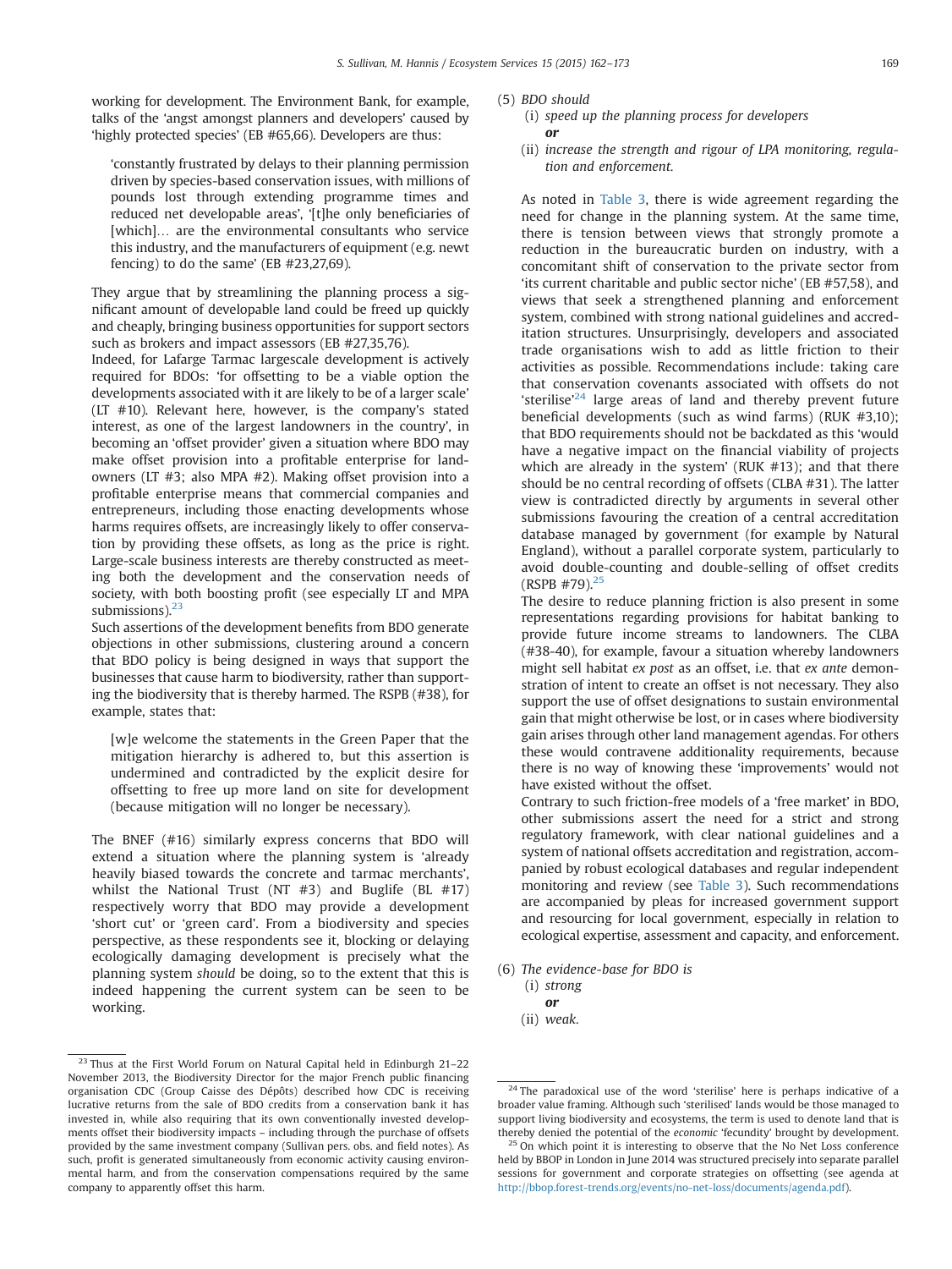working for development. The Environment Bank, for example, talks of the 'angst amongst planners and developers' caused by 'highly protected species' (EB #65,66). Developers are thus:

> 'constantly frustrated by delays to their planning permission driven by species-based conservation issues, with millions of pounds lost through extending programme times and reduced net developable areas', '[t]he only beneficiaries of [which]… are the environmental consultants who service this industry, and the manufacturers of equipment (e.g. newt fencing) to do the same' (EB #23,27,69).

They argue that by streamlining the planning process a significant amount of developable land could be freed up quickly and cheaply, bringing business opportunities for support sectors such as brokers and impact assessors (EB #27,35,76).

Indeed, for Lafarge Tarmac largescale development is actively required for BDOs: 'for offsetting to be a viable option the developments associated with it are likely to be of a larger scale' (LT #10). Relevant here, however, is the company's stated interest, as one of the largest landowners in the country', in becoming an 'offset provider' given a situation where BDO may make offset provision into a profitable enterprise for landowners (LT #3; also MPA #2). Making offset provision into a profitable enterprise means that commercial companies and entrepreneurs, including those enacting developments whose harms requires offsets, are increasingly likely to offer conservation by providing these offsets, as long as the price is right. Large-scale business interests are thereby constructed as meeting both the development and the conservation needs of society, with both boosting profit (see especially LT and MPA submissions).[23]

Such assertions of the development benefits from BDO generate objections in other submissions, clustering around a concern that BDO policy is being designed in ways that support the businesses that cause harm to biodiversity, rather than supporting the biodiversity that is thereby harmed. The RSPB (#38), for example, states that:

> [w]e welcome the statements in the Green Paper that the mitigation hierarchy is adhered to, but this assertion is undermined and contradicted by the explicit desire for offsetting to free up more land on site for development (because mitigation will no longer be necessary).

The BNEF (#16) similarly express concerns that BDO will extend a situation where the planning system is 'already heavily biased towards the concrete and tarmac merchants', whilst the National Trust (NT #3) and Buglife (BL #17) respectively worry that BDO may provide a development 'short cut' or 'green card'. From a biodiversity and species perspective, as these respondents see it, blocking or delaying ecologically damaging development is precisely what the planning system *should* be doing, so to the extent that this is indeed happening the current system can be seen to be working.

(5) *BDO should*
  (i) *speed up the planning process for developers*
  ***or***
  (ii) *increase the strength and rigour of LPA monitoring, regulation and enforcement.*

As noted in Table 3, there is wide agreement regarding the need for change in the planning system. At the same time, there is tension between views that strongly promote a reduction in the bureaucratic burden on industry, with a concomitant shift of conservation to the private sector from 'its current charitable and public sector niche' (EB #57,58), and views that seek a strengthened planning and enforcement system, combined with strong national guidelines and accreditation structures. Unsurprisingly, developers and associated trade organisations wish to add as little friction to their activities as possible. Recommendations include: taking care that conservation covenants associated with offsets do not 'sterilise'[24] large areas of land and thereby prevent future beneficial developments (such as wind farms) (RUK #3,10); that BDO requirements should not be backdated as this 'would have a negative impact on the financial viability of projects which are already in the system' (RUK #13); and that there should be no central recording of offsets (CLBA #31). The latter view is contradicted directly by arguments in several other submissions favouring the creation of a central accreditation database managed by government (for example by Natural England), without a parallel corporate system, particularly to avoid double-counting and double-selling of offset credits (RSPB #79).[25]

The desire to reduce planning friction is also present in some representations regarding provisions for habitat banking to provide future income streams to landowners. The CLBA (#38-40), for example, favour a situation whereby landowners might sell habitat *ex post* as an offset, i.e. that *ex ante* demonstration of intent to create an offset is not necessary. They also support the use of offset designations to sustain environmental gain that might otherwise be lost, or in cases where biodiversity gain arises through other land management agendas. For others these would contravene additionality requirements, because there is no way of knowing these 'improvements' would not have existed without the offset.

Contrary to such friction-free models of a 'free market' in BDO, other submissions assert the need for a strict and strong regulatory framework, with clear national guidelines and a system of national offsets accreditation and registration, accompanied by robust ecological databases and regular independent monitoring and review (see Table 3). Such recommendations are accompanied by pleas for increased government support and resourcing for local government, especially in relation to ecological expertise, assessment and capacity, and enforcement.

(6) *The evidence-base for BDO is*
  (i) *strong*
  ***or***
  (ii) *weak.*

---

[23] Thus at the First World Forum on Natural Capital held in Edinburgh 21–22 November 2013, the Biodiversity Director for the major French public financing organisation CDC (Group Caisse des Dépôts) described how CDC is receiving lucrative returns from the sale of BDO credits from a conservation bank it has invested in, while also requiring that its own conventionally invested developments offset their biodiversity impacts – including through the purchase of offsets provided by the same investment company (Sullivan pers. obs. and field notes). As such, profit is generated simultaneously from economic activity causing environmental harm, and from the conservation compensations required by the same company to apparently offset this harm.

[24] The paradoxical use of the word 'sterilise' here is perhaps indicative of a broader value framing. Although such 'sterilised' lands would be those managed to support living biodiversity and ecosystems, the term is used to denote land that is thereby denied the potential of the *economic* 'fecundity' brought by development.

[25] On which point it is interesting to observe that the No Net Loss conference held by BBOP in London in June 2014 was structured precisely into separate parallel sessions for government and corporate strategies on offsetting (see agenda at http://bbop.forest-trends.org/events/no-net-loss/documents/agenda.pdf).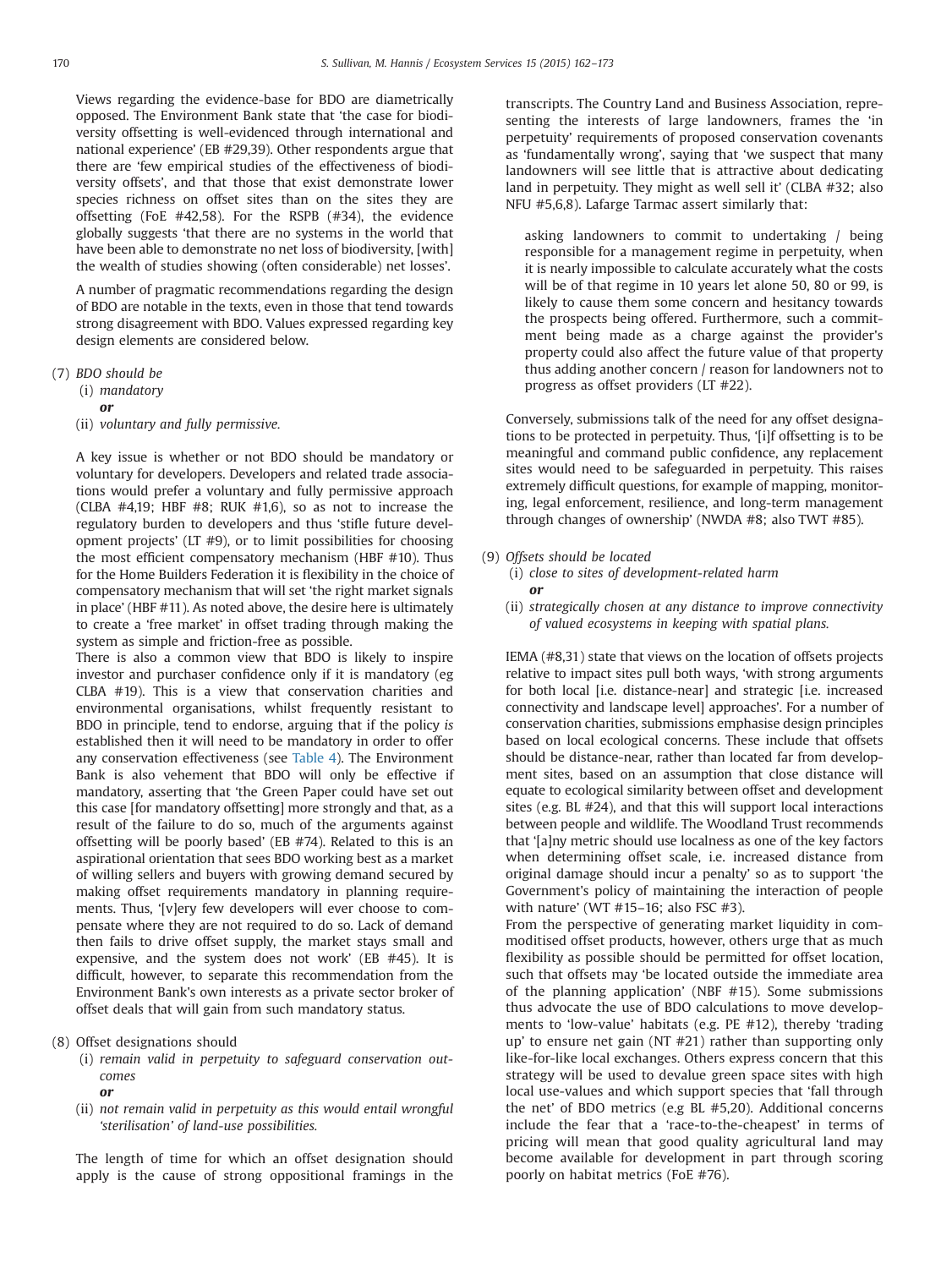Views regarding the evidence-base for BDO are diametrically opposed. The Environment Bank state that 'the case for biodiversity offsetting is well-evidenced through international and national experience' (EB #29,39). Other respondents argue that there are 'few empirical studies of the effectiveness of biodiversity offsets', and that those that exist demonstrate lower species richness on offset sites than on the sites they are offsetting (FoE #42,58). For the RSPB (#34), the evidence globally suggests 'that there are no systems in the world that have been able to demonstrate no net loss of biodiversity, [with] the wealth of studies showing (often considerable) net losses'.

A number of pragmatic recommendations regarding the design of BDO are notable in the texts, even in those that tend towards strong disagreement with BDO. Values expressed regarding key design elements are considered below.

(7) *BDO should be*
   (i) *mandatory*
   ***or***
   (ii) *voluntary and fully permissive.*

A key issue is whether or not BDO should be mandatory or voluntary for developers. Developers and related trade associations would prefer a voluntary and fully permissive approach (CLBA #4,19; HBF #8; RUK #1,6), so as not to increase the regulatory burden to developers and thus 'stifle future development projects' (LT #9), or to limit possibilities for choosing the most efficient compensatory mechanism (HBF #10). Thus for the Home Builders Federation it is flexibility in the choice of compensatory mechanism that will set 'the right market signals in place' (HBF #11). As noted above, the desire here is ultimately to create a 'free market' in offset trading through making the system as simple and friction-free as possible.

There is also a common view that BDO is likely to inspire investor and purchaser confidence only if it is mandatory (eg CLBA #19). This is a view that conservation charities and environmental organisations, whilst frequently resistant to BDO in principle, tend to endorse, arguing that if the policy *is* established then it will need to be mandatory in order to offer any conservation effectiveness (see Table 4). The Environment Bank is also vehement that BDO will only be effective if mandatory, asserting that 'the Green Paper could have set out this case [for mandatory offsetting] more strongly and that, as a result of the failure to do so, much of the arguments against offsetting will be poorly based' (EB #74). Related to this is an aspirational orientation that sees BDO working best as a market of willing sellers and buyers with growing demand secured by making offset requirements mandatory in planning requirements. Thus, '[v]ery few developers will ever choose to compensate where they are not required to do so. Lack of demand then fails to drive offset supply, the market stays small and expensive, and the system does not work' (EB #45). It is difficult, however, to separate this recommendation from the Environment Bank's own interests as a private sector broker of offset deals that will gain from such mandatory status.

(8) Offset designations should
   (i) *remain valid in perpetuity to safeguard conservation outcomes*
   ***or***
   (ii) *not remain valid in perpetuity as this would entail wrongful 'sterilisation' of land-use possibilities.*

The length of time for which an offset designation should apply is the cause of strong oppositional framings in the transcripts. The Country Land and Business Association, representing the interests of large landowners, frames the 'in perpetuity' requirements of proposed conservation covenants as 'fundamentally wrong', saying that 'we suspect that many landowners will see little that is attractive about dedicating land in perpetuity. They might as well sell it' (CLBA #32; also NFU #5,6,8). Lafarge Tarmac assert similarly that:

> asking landowners to commit to undertaking / being responsible for a management regime in perpetuity, when it is nearly impossible to calculate accurately what the costs will be of that regime in 10 years let alone 50, 80 or 99, is likely to cause them some concern and hesitancy towards the prospects being offered. Furthermore, such a commitment being made as a charge against the provider's property could also affect the future value of that property thus adding another concern / reason for landowners not to progress as offset providers (LT #22).

Conversely, submissions talk of the need for any offset designations to be protected in perpetuity. Thus, '[i]f offsetting is to be meaningful and command public confidence, any replacement sites would need to be safeguarded in perpetuity. This raises extremely difficult questions, for example of mapping, monitoring, legal enforcement, resilience, and long-term management through changes of ownership' (NWDA #8; also TWT #85).

(9) *Offsets should be located*
   (i) *close to sites of development-related harm*
   ***or***
   (ii) *strategically chosen at any distance to improve connectivity of valued ecosystems in keeping with spatial plans.*

IEMA (#8,31) state that views on the location of offsets projects relative to impact sites pull both ways, 'with strong arguments for both local [i.e. distance-near] and strategic [i.e. increased connectivity and landscape level] approaches'. For a number of conservation charities, submissions emphasise design principles based on local ecological concerns. These include that offsets should be distance-near, rather than located far from development sites, based on an assumption that close distance will equate to ecological similarity between offset and development sites (e.g. BL #24), and that this will support local interactions between people and wildlife. The Woodland Trust recommends that '[a]ny metric should use localness as one of the key factors when determining offset scale, i.e. increased distance from original damage should incur a penalty' so as to support 'the Government's policy of maintaining the interaction of people with nature' (WT #15–16; also FSC #3).

From the perspective of generating market liquidity in commoditised offset products, however, others urge that as much flexibility as possible should be permitted for offset location, such that offsets may 'be located outside the immediate area of the planning application' (NBF #15). Some submissions thus advocate the use of BDO calculations to move developments to 'low-value' habitats (e.g. PE #12), thereby 'trading up' to ensure net gain (NT #21) rather than supporting only like-for-like local exchanges. Others express concern that this strategy will be used to devalue green space sites with high local use-values and which support species that 'fall through the net' of BDO metrics (e.g BL #5,20). Additional concerns include the fear that a 'race-to-the-cheapest' in terms of pricing will mean that good quality agricultural land may become available for development in part through scoring poorly on habitat metrics (FoE #76).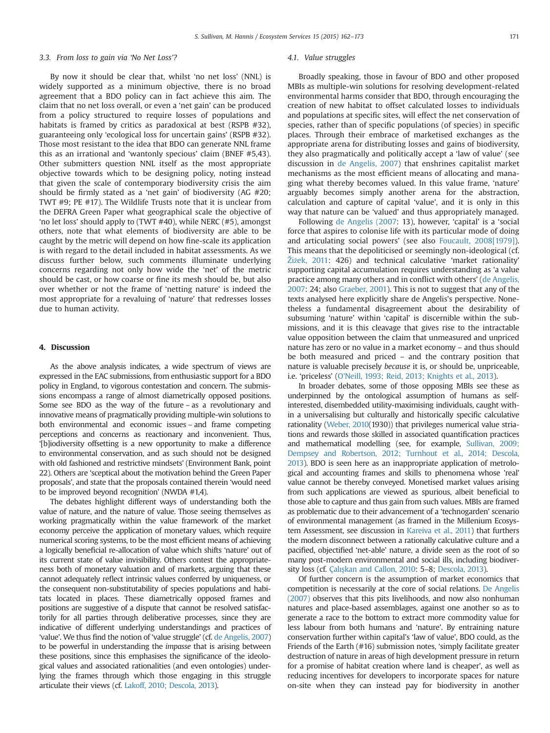### 3.3. From loss to gain via 'No Net Loss'?

By now it should be clear that, whilst 'no net loss' (NNL) is widely supported as a minimum objective, there is no broad agreement that a BDO policy can in fact achieve this aim. The claim that no net loss overall, or even a 'net gain' can be produced from a policy structured to require losses of populations and habitats is framed by critics as paradoxical at best (RSPB #32), guaranteeing only 'ecological loss for uncertain gains' (RSPB #32). Those most resistant to the idea that BDO can generate NNL frame this as an irrational and 'wantonly specious' claim (BNEF #5,43). Other submitters question NNL itself as the most appropriate objective towards which to be designing policy, noting instead that given the scale of contemporary biodiversity crisis the aim should be firmly stated as a 'net gain' of biodiversity (AG #20; TWT #9; PE #17). The Wildlife Trusts note that it is unclear from the DEFRA Green Paper what geographical scale the objective of 'no let loss' should apply to (TWT #40), while NERC (#5), amongst others, note that what elements of biodiversity are able to be caught by the metric will depend on how fine-scale its application is with regard to the detail included in habitat assessments. As we discuss further below, such comments illuminate underlying concerns regarding not only how wide the 'net' of the metric should be cast, or how coarse or fine its mesh should be, but also over whether or not the frame of 'netting nature' is indeed the most appropriate for a revaluing of 'nature' that redresses losses due to human activity.

## 4. Discussion

As the above analysis indicates, a wide spectrum of views are expressed in the EAC submissions, from enthusiastic support for a BDO policy in England, to vigorous contestation and concern. The submissions encompass a range of almost diametrically opposed positions. Some see BDO as the way of the future – as a revolutionary and innovative means of pragmatically providing multiple-win solutions to both environmental and economic issues – and frame competing perceptions and concerns as reactionary and inconvenient. Thus, '[b]iodiversity offsetting is a new opportunity to make a difference to environmental conservation, and as such should not be designed with old fashioned and restrictive mindsets' (Environment Bank, point 22). Others are 'sceptical about the motivation behind the Green Paper proposals', and state that the proposals contained therein 'would need to be improved beyond recognition' (NWDA #1,4).

The debates highlight different ways of understanding both the value of nature, and the nature of value. Those seeing themselves as working pragmatically within the value framework of the market economy perceive the application of monetary values, which require numerical scoring systems, to be the most efficient means of achieving a logically beneficial re-allocation of value which shifts 'nature' out of its current state of value invisibility. Others contest the appropriateness both of monetary valuation and of markets, arguing that these cannot adequately reflect intrinsic values conferred by uniqueness, or the consequent non-substitutability of species populations and habitats located in places. These diametrically opposed frames and positions are suggestive of a dispute that cannot be resolved satisfactorily for all parties through deliberative processes, since they are indicative of different underlying understandings and practices of 'value'. We thus find the notion of 'value struggle' (cf. de Angelis, 2007) to be powerful in understanding the *impasse* that is arising between these positions, since this emphasises the significance of the ideological values and associated rationalities (and even ontologies) underlying the frames through which those engaging in this struggle articulate their views (cf. Lakoff, 2010; Descola, 2013).

### 4.1. Value struggles

Broadly speaking, those in favour of BDO and other proposed MBIs as multiple-win solutions for resolving development-related environmental harms consider that BDO, through encouraging the creation of new habitat to offset calculated losses to individuals and populations at specific sites, will effect the net conservation of species, rather than of specific populations (of species) in specific places. Through their embrace of marketised exchanges as the appropriate arena for distributing losses and gains of biodiversity, they also pragmatically and politically accept a 'law of value' (see discussion in de Angelis, 2007) that enshrines capitalist market mechanisms as the most efficient means of allocating and managing what thereby becomes valued. In this value frame, 'nature' arguably becomes simply another arena for the abstraction, calculation and capture of capital 'value', and it is only in this way that nature can be 'valued' and thus appropriately managed.

Following de Angelis (2007: 13), however, 'capital' is a 'social force that aspires to colonise life with its particular mode of doing and articulating social powers' (see also Foucault, 2008[1979]). This means that the depoliticised or seemingly non-ideological (cf. Žižek, 2011: 426) and technical calculative 'market rationality' supporting capital accumulation requires understanding as 'a value practice among many others and in conflict with others' (de Angelis, 2007: 24; also Graeber, 2001). This is not to suggest that any of the texts analysed here explicitly share de Angelis's perspective. Nonetheless a fundamental disagreement about the desirability of subsuming 'nature' within 'capital' is discernible within the submissions, and it is this cleavage that gives rise to the intractable value opposition between the claim that unmeasured and unpriced nature has zero or no value in a market economy – and thus should be both measured and priced – and the contrary position that nature is valuable precisely *because* it is, or should be, unpriceable, i.e. 'priceless' (O'Neill, 1993; Reid, 2013; Knights et al., 2013).

In broader debates, some of those opposing MBIs see these as underpinned by the ontological assumption of humans as self-interested, disembedded utility-maximising individuals, caught within a universalising but culturally and historically specific calculative rationality (Weber, 2010(1930)) that privileges numerical value striations and rewards those skilled in associated quantification practices and mathematical modelling (see, for example, Sullivan, 2009; Dempsey and Robertson, 2012; Turnhout et al., 2014; Descola, 2013). BDO is seen here as an inappropriate application of metrological and accounting frames and skills to phenomena whose 'real' value cannot be thereby conveyed. Monetised market values arising from such applications are viewed as spurious, albeit beneficial to those able to capture and thus gain from such values. MBIs are framed as problematic due to their advancement of a 'technogarden' scenario of environmental management (as framed in the Millenium Ecosystem Assessment, see discussion in Kareiva et al., 2011) that furthers the modern disconnect between a rationally calculative culture and a pacified, objectified 'net-able' nature, a divide seen as the root of so many post-modern environmental and social ills, including biodiversity loss (cf. Çalışkan and Callon, 2010: 5–8; Descola, 2013).

Of further concern is the assumption of market economics that competition is necessarily at the core of social relations. De Angelis (2007) observes that this pits livelihoods, and now also nonhuman natures and place-based assemblages, against one another so as to generate a race to the bottom to extract more commodity value for less labour from both humans and 'nature'. By entraining nature conservation further within capital's 'law of value', BDO could, as the Friends of the Earth (#16) submission notes, 'simply facilitate greater destruction of nature in areas of high development pressure in return for a promise of habitat creation where land is cheaper', as well as reducing incentives for developers to incorporate spaces for nature on-site when they can instead pay for biodiversity in another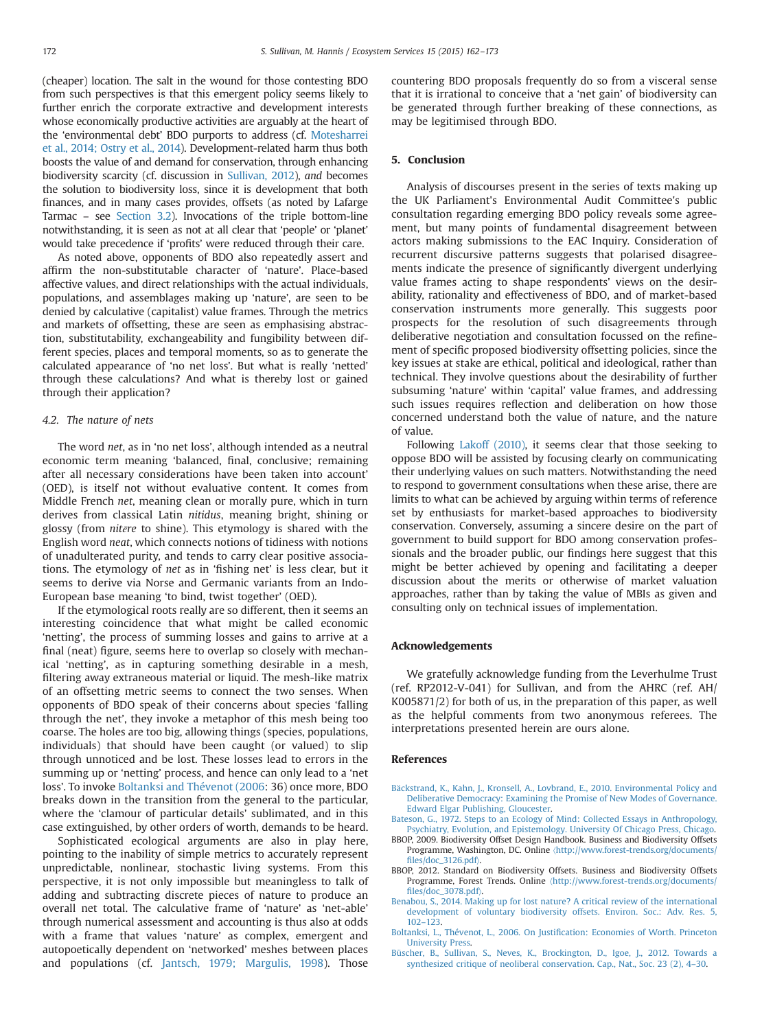(cheaper) location. The salt in the wound for those contesting BDO from such perspectives is that this emergent policy seems likely to further enrich the corporate extractive and development interests whose economically productive activities are arguably at the heart of the 'environmental debt' BDO purports to address (cf. Motesharrei et al., 2014; Ostry et al., 2014). Development-related harm thus both boosts the value of and demand for conservation, through enhancing biodiversity scarcity (cf. discussion in Sullivan, 2012), *and* becomes the solution to biodiversity loss, since it is development that both finances, and in many cases provides, offsets (as noted by Lafarge Tarmac – see Section 3.2). Invocations of the triple bottom-line notwithstanding, it is seen as not at all clear that 'people' or 'planet' would take precedence if 'profits' were reduced through their care.

As noted above, opponents of BDO also repeatedly assert and affirm the non-substitutable character of 'nature'. Place-based affective values, and direct relationships with the actual individuals, populations, and assemblages making up 'nature', are seen to be denied by calculative (capitalist) value frames. Through the metrics and markets of offsetting, these are seen as emphasising abstraction, substitutability, exchangeability and fungibility between different species, places and temporal moments, so as to generate the calculated appearance of 'no net loss'. But what is really 'netted' through these calculations? And what is thereby lost or gained through their application?

### 4.2. The nature of nets

The word *net*, as in 'no net loss', although intended as a neutral economic term meaning 'balanced, final, conclusive; remaining after all necessary considerations have been taken into account' (OED), is itself not without evaluative content. It comes from Middle French *net*, meaning clean or morally pure, which in turn derives from classical Latin *nitidus*, meaning bright, shining or glossy (from *nitēre* to shine). This etymology is shared with the English word *neat*, which connects notions of tidiness with notions of unadulterated purity, and tends to carry clear positive associations. The etymology of *net* as in 'fishing net' is less clear, but it seems to derive via Norse and Germanic variants from an Indo-European base meaning 'to bind, twist together' (OED).

If the etymological roots really are so different, then it seems an interesting coincidence that what might be called economic 'netting', the process of summing losses and gains to arrive at a final (neat) figure, seems here to overlap so closely with mechanical 'netting', as in capturing something desirable in a mesh, filtering away extraneous material or liquid. The mesh-like matrix of an offsetting metric seems to connect the two senses. When opponents of BDO speak of their concerns about species 'falling through the net', they invoke a metaphor of this mesh being too coarse. The holes are too big, allowing things (species, populations, individuals) that should have been caught (or valued) to slip through unnoticed and be lost. These losses lead to errors in the summing up or 'netting' process, and hence can only lead to a 'net loss'. To invoke Boltanksi and Thévenot (2006: 36) once more, BDO breaks down in the transition from the general to the particular, where the 'clamour of particular details' sublimated, and in this case extinguished, by other orders of worth, demands to be heard.

Sophisticated ecological arguments are also in play here, pointing to the inability of simple metrics to accurately represent unpredictable, nonlinear, stochastic living systems. From this perspective, it is not only impossible but meaningless to talk of adding and subtracting discrete pieces of nature to produce an overall net total. The calculative frame of 'nature' as 'net-able' through numerical assessment and accounting is thus also at odds with a frame that values 'nature' as complex, emergent and autopoetically dependent on 'networked' meshes between places and populations (cf. Jantsch, 1979; Margulis, 1998). Those countering BDO proposals frequently do so from a visceral sense that it is irrational to conceive that a 'net gain' of biodiversity can be generated through further breaking of these connections, as may be legitimised through BDO.

## 5. Conclusion

Analysis of discourses present in the series of texts making up the UK Parliament's Environmental Audit Committee's public consultation regarding emerging BDO policy reveals some agreement, but many points of fundamental disagreement between actors making submissions to the EAC Inquiry. Consideration of recurrent discursive patterns suggests that polarised disagreements indicate the presence of significantly divergent underlying value frames acting to shape respondents' views on the desirability, rationality and effectiveness of BDO, and of market-based conservation instruments more generally. This suggests poor prospects for the resolution of such disagreements through deliberative negotiation and consultation focussed on the refinement of specific proposed biodiversity offsetting policies, since the key issues at stake are ethical, political and ideological, rather than technical. They involve questions about the desirability of further subsuming 'nature' within 'capital' value frames, and addressing such issues requires reflection and deliberation on how those concerned understand both the value of nature, and the nature of value.

Following Lakoff (2010), it seems clear that those seeking to oppose BDO will be assisted by focusing clearly on communicating their underlying values on such matters. Notwithstanding the need to respond to government consultations when these arise, there are limits to what can be achieved by arguing within terms of reference set by enthusiasts for market-based approaches to biodiversity conservation. Conversely, assuming a sincere desire on the part of government to build support for BDO among conservation professionals and the broader public, our findings here suggest that this might be better achieved by opening and facilitating a deeper discussion about the merits or otherwise of market valuation approaches, rather than by taking the value of MBIs as given and consulting only on technical issues of implementation.

## Acknowledgements

We gratefully acknowledge funding from the Leverhulme Trust (ref. RP2012-V-041) for Sullivan, and from the AHRC (ref. AH/K005871/2) for both of us, in the preparation of this paper, as well as the helpful comments from two anonymous referees. The interpretations presented herein are ours alone.

## References

Bäckstrand, K., Kahn, J., Kronsell, A., Lovbrand, E., 2010. Environmental Policy and Deliberative Democracy: Examining the Promise of New Modes of Governance. Edward Elgar Publishing, Gloucester.

Bateson, G., 1972. Steps to an Ecology of Mind: Collected Essays in Anthropology, Psychiatry, Evolution, and Epistemology. University Of Chicago Press, Chicago.

BBOP, 2009. Biodiversity Offset Design Handbook. Business and Biodiversity Offsets Programme, Washington, DC. Online ⟨http://www.forest-trends.org/documents/files/doc_3126.pdf⟩.

BBOP, 2012. Standard on Biodiversity Offsets. Business and Biodiversity Offsets Programme, Forest Trends. Online ⟨http://www.forest-trends.org/documents/files/doc_3078.pdf⟩.

Benabou, S., 2014. Making up for lost nature? A critical review of the international development of voluntary biodiversity offsets. Environ. Soc.: Adv. Res. 5, 102–123.

Boltanksi, L., Thévenot, L., 2006. On Justification: Economies of Worth. Princeton University Press.

Büscher, B., Sullivan, S., Neves, K., Brockington, D., Igoe, J., 2012. Towards a synthesized critique of neoliberal conservation. Cap., Nat., Soc. 23 (2), 4–30.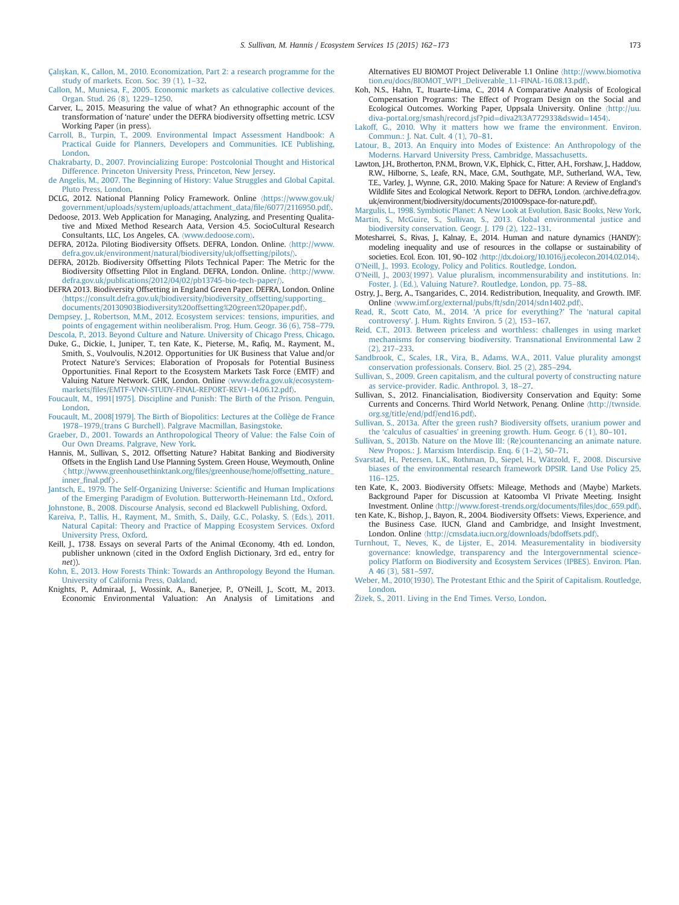Çalışkan, K., Callon, M., 2010. Economization, Part 2: a research programme for the study of markets. Econ. Soc. 39 (1), 1–32.

Callon, M., Muniesa, F., 2005. Economic markets as calculative collective devices. Organ. Stud. 26 (8), 1229–1250.

Carver, L., 2015. Measuring the value of what? An ethnographic account of the transformation of 'nature' under the DEFRA biodiversity offsetting metric. LCSV Working Paper (in press).

Carroll, B., Turpin, T., 2009. Environmental Impact Assessment Handbook: A Practical Guide for Planners, Developers and Communities. ICE Publishing, London.

Chakrabarty, D., 2007. Provincializing Europe: Postcolonial Thought and Historical Difference. Princeton University Press, Princeton, New Jersey.

de Angelis, M., 2007. The Beginning of History: Value Struggles and Global Capital. Pluto Press, London.

DCLG, 2012. National Planning Policy Framework. Online 〈https://www.gov.uk/government/uploads/system/uploads/attachment_data/file/6077/2116950.pdf〉.

Dedoose, 2013. Web Application for Managing, Analyzing, and Presenting Qualitative and Mixed Method Research Aata, Version 4.5. SocioCultural Research Consultants, LLC, Los Angeles, CA. 〈www.dedoose.com〉.

DEFRA, 2012a. Piloting Biodiversity Offsets. DEFRA, London. Online. 〈http://www.defra.gov.uk/environment/natural/biodiversity/uk/offsetting/pilots/〉.

DEFRA, 2012b. Biodiversity Offsetting Pilots Technical Paper: The Metric for the Biodiversity Offsetting Pilot in England. DEFRA, London. Online. 〈http://www.defra.gov.uk/publications/2012/04/02/pb13745-bio-tech-paper/〉.

DEFRA 2013. Biodiversity Offsetting in England Green Paper. DEFRA, London. Online 〈https://consult.defra.gov.uk/biodiversity/biodiversity_offsetting/supporting_documents/20130903Biodiversity%20offsetting%20green%20paper.pdf〉.

Dempsey, J., Robertson, M.M., 2012. Ecosystem services: tensions, impurities, and points of engagement within neoliberalism. Prog. Hum. Geogr. 36 (6), 758–779.

Descola, P., 2013. Beyond Culture and Nature. University of Chicago Press, Chicago.

Duke, G., Dickie, I., Juniper, T., ten Kate, K., Pieterse, M., Rafiq, M., Rayment, M., Smith, S., Voulvoulis, N.2012. Opportunities for UK Business that Value and/or Protect Nature's Services; Elaboration of Proposals for Potential Business Opportunities. Final Report to the Ecosystem Markets Task Force (EMTF) and Valuing Nature Network. GHK, London. Online 〈www.defra.gov.uk/ecosystem-markets/files/EMTF-VNN-STUDY-FINAL-REPORT-REV1-14.06.12.pdf〉.

Foucault, M., 1991[1975]. Discipline and Punish: The Birth of the Prison. Penguin, London.

Foucault, M., 2008[1979]. The Birth of Biopolitics: Lectures at the Collège de France 1978–1979,(trans G Burchell). Palgrave Macmillan, Basingstoke.

Graeber, D., 2001. Towards an Anthropological Theory of Value: the False Coin of Our Own Dreams. Palgrave, New York.

Hannis, M., Sullivan, S., 2012. Offsetting Nature? Habitat Banking and Biodiversity Offsets in the English Land Use Planning System. Green House, Weymouth, Online 〈http://www.greenhousethinktank.org/files/greenhouse/home/offsetting_nature_inner_final.pdf〉.

Jantsch, E., 1979. The Self-Organizing Universe: Scientific and Human Implications of the Emerging Paradigm of Evolution. Butterworth-Heinemann Ltd., Oxford.

Johnstone, B., 2008. Discourse Analysis, second ed Blackwell Publishing, Oxford.

Kareiva, P., Tallis, H., Rayment, M., Smith, S., Daily, G.C., Polasky, S. (Eds.), 2011. Natural Capital: Theory and Practice of Mapping Ecosystem Services. Oxford University Press, Oxford.

Keill, J., 1738. Essays on several Parts of the Animal Œconomy, 4th ed. London, publisher unknown (cited in the Oxford English Dictionary, 3rd ed., entry for *net*)).

Kohn, E., 2013. How Forests Think: Towards an Anthropology Beyond the Human. University of California Press, Oakland.

Knights, P., Admiraal, J., Wossink, A., Banerjee, P., O'Neill, J., Scott, M., 2013. Economic Environmental Valuation: An Analysis of Limitations and Alternatives EU BIOMOT Project Deliverable 1.1 Online 〈http://www.biomotivation.eu/docs/BIOMOT_WP1_Deliverable_1.1-FINAL-16.08.13.pdf〉.

Koh, N.S., Hahn, T., Ituarte-Lima, C., 2014 A Comparative Analysis of Ecological Compensation Programs: The Effect of Program Design on the Social and Ecological Outcomes. Working Paper, Uppsala University. Online 〈http://uu.diva-portal.org/smash/record.jsf?pid=diva2%3A772933&dswid=1454〉.

Lakoff, G., 2010. Why it matters how we frame the environment. Environ. Commun.: J. Nat. Cult. 4 (1), 70–81.

Latour, B., 2013. An Enquiry into Modes of Existence: An Anthropology of the Moderns. Harvard University Press, Cambridge, Massachusetts.

Lawton, J.H., Brotherton, P.N.M., Brown, V.K., Elphick, C., Fitter, A.H., Forshaw, J., Haddow, R.W., Hilborne, S., Leafe, R.N., Mace, G.M., Southgate, M.P., Sutherland, W.A., Tew, T.E., Varley, J., Wynne, G.R., 2010. Making Space for Nature: A Review of England's Wildlife Sites and Ecological Network. Report to DEFRA, London. 〈archive.defra.gov.uk/environment/biodiversity/documents/201009space-for-nature.pdf〉.

Margulis, L., 1998. Symbiotic Planet: A New Look at Evolution. Basic Books, New York.

Martin, S., McGuire, S., Sullivan, S., 2013. Global environmental justice and biodiversity conservation. Geogr. J. 179 (2), 122–131.

Motesharrei, S., Rivas, J., Kalnay, E., 2014. Human and nature dynamics (HANDY): modeling inequality and use of resources in the collapse or sustainability of societies. Ecol. Econ. 101, 90–102 〈http://dx.doi.org/10.1016/j.ecolecon.2014.02.014〉.

O'Neill, J., 1993. Ecology, Policy and Politics. Routledge, London.

O'Neill, J., 2003(1997). Value pluralism, incommensurability and institutions. In: Foster, J. (Ed.), Valuing Nature?. Routledge, London, pp. 75–88.

Ostry, J., Berg, A., Tsangarides, C., 2014. Redistribution, Inequality, and Growth. IMF. Online 〈www.imf.org/external/pubs/ft/sdn/2014/sdn1402.pdf〉.

Read, R., Scott Cato, M., 2014. 'A price for everything?' The 'natural capital controversy'. J. Hum. Rights Environ. 5 (2), 153–167.

Reid, C.T., 2013. Between priceless and worthless: challenges in using market mechanisms for conserving biodiversity. Transnational Environmental Law 2 (2), 217–233.

Sandbrook, C., Scales, I.R., Vira, B., Adams, W.A., 2011. Value plurality amongst conservation professionals. Conserv. Biol. 25 (2), 285–294.

Sullivan, S., 2009. Green capitalism, and the cultural poverty of constructing nature as service-provider. Radic. Anthropol. 3, 18–27.

Sullivan, S., 2012. Financialisation, Biodiversity Conservation and Equity: Some Currents and Concerns. Third World Network, Penang. Online 〈http://twnside.org.sg/title/end/pdf/end16.pdf〉.

Sullivan, S., 2013a. After the green rush? Biodiversity offsets, uranium power and the 'calculus of casualties' in greening growth. Hum. Geogr. 6 (1), 80–101.

Sullivan, S., 2013b. Nature on the Move III: (Re)countenancing an animate nature. New Propos.: J. Marxism Interdiscip. Enq. 6 (1–2), 50–71.

Svarstad, H., Petersen, L.K., Rothman, D., Siepel, H., Wätzold, F., 2008. Discursive biases of the environmental research framework DPSIR. Land Use Policy 25, 116–125.

ten Kate, K., 2003. Biodiversity Offsets: Mileage, Methods and (Maybe) Markets. Background Paper for Discussion at Katoomba VI Private Meeting. Insight Investment. Online 〈http://www.forest-trends.org/documents/files/doc_659.pdf〉.

ten Kate, K., Bishop, J., Bayon, R., 2004. Biodiversity Offsets: Views, Experience, and the Business Case. IUCN, Gland and Cambridge, and Insight Investment, London. Online 〈http://cmsdata.iucn.org/downloads/bdoffsets.pdf〉.

Turnhout, T., Neves, K., de Lijster, E., 2014. Measurementality in biodiversity governance: knowledge, transparency and the Intergovernmental science-policy Platform on Biodiversity and Ecosystem Services (IPBES). Environ. Plan. A 46 (3), 581–597.

Weber, M., 2010(1930). The Protestant Ethic and the Spirit of Capitalism. Routledge, London.

Žižek, S., 2011. Living in the End Times. Verso, London.